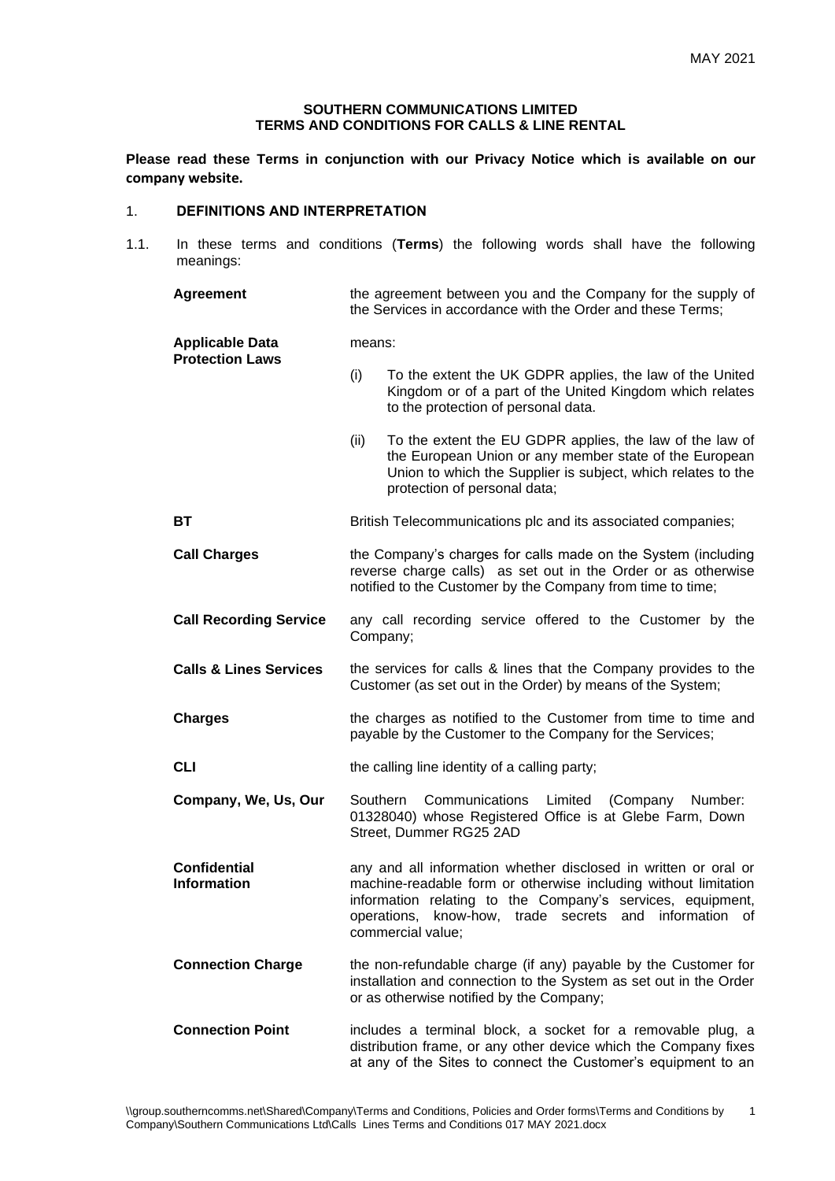MAY 2021

**SOUTHERN COMMUNICATIONS LIMITED**
**TERMS AND CONDITIONS FOR CALLS & LINE RENTAL**

**Please read these Terms in conjunction with our Privacy Notice which is available on our company website.**

## 1. DEFINITIONS AND INTERPRETATION

1.1. In these terms and conditions (**Terms**) the following words shall have the following meanings:

| | |
|---|---|
| **Agreement** | the agreement between you and the Company for the supply of the Services in accordance with the Order and these Terms; |
| **Applicable Data Protection Laws** | means:<br>(i) To the extent the UK GDPR applies, the law of the United Kingdom or of a part of the United Kingdom which relates to the protection of personal data.<br>(ii) To the extent the EU GDPR applies, the law of the law of the European Union or any member state of the European Union to which the Supplier is subject, which relates to the protection of personal data; |
| **BT** | British Telecommunications plc and its associated companies; |
| **Call Charges** | the Company's charges for calls made on the System (including reverse charge calls) as set out in the Order or as otherwise notified to the Customer by the Company from time to time; |
| **Call Recording Service** | any call recording service offered to the Customer by the Company; |
| **Calls & Lines Services** | the services for calls & lines that the Company provides to the Customer (as set out in the Order) by means of the System; |
| **Charges** | the charges as notified to the Customer from time to time and payable by the Customer to the Company for the Services; |
| **CLI** | the calling line identity of a calling party; |
| **Company, We, Us, Our** | Southern Communications Limited (Company Number: 01328040) whose Registered Office is at Glebe Farm, Down Street, Dummer RG25 2AD |
| **Confidential Information** | any and all information whether disclosed in written or oral or machine-readable form or otherwise including without limitation information relating to the Company's services, equipment, operations, know-how, trade secrets and information of commercial value; |
| **Connection Charge** | the non-refundable charge (if any) payable by the Customer for installation and connection to the System as set out in the Order or as otherwise notified by the Company; |
| **Connection Point** | includes a terminal block, a socket for a removable plug, a distribution frame, or any other device which the Company fixes at any of the Sites to connect the Customer's equipment to an |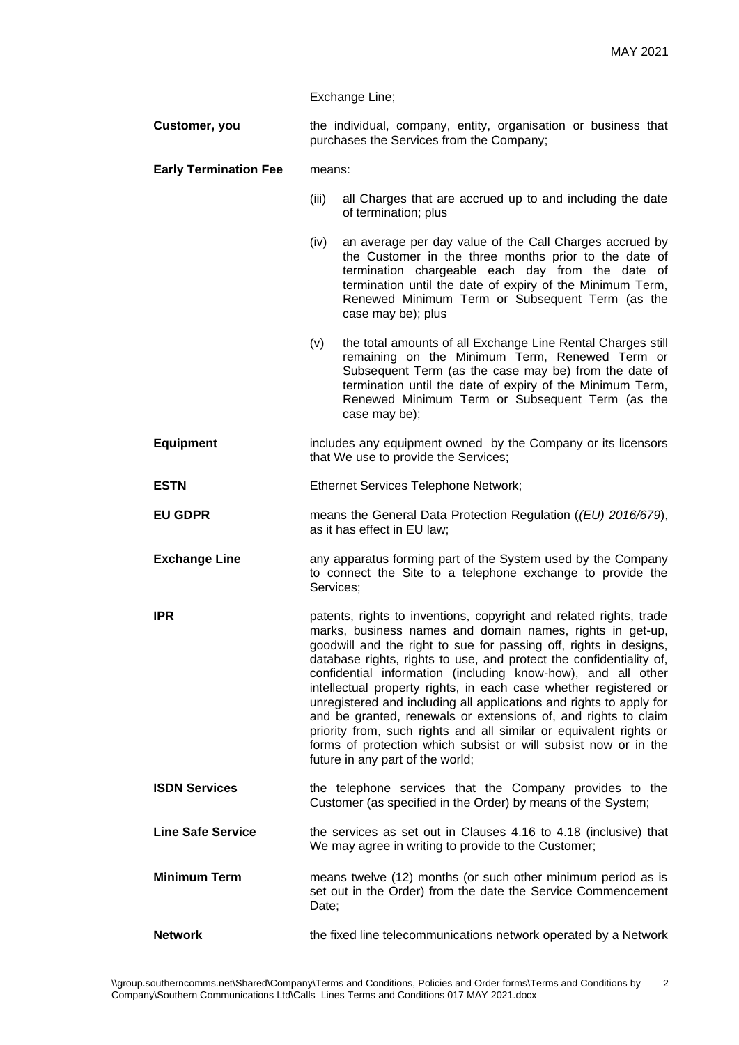Exchange Line;

| | |
|---|---|
| **Customer, you** | the individual, company, entity, organisation or business that purchases the Services from the Company; |
| **Early Termination Fee** | means:<br>(iii) all Charges that are accrued up to and including the date of termination; plus<br>(iv) an average per day value of the Call Charges accrued by the Customer in the three months prior to the date of termination chargeable each day from the date of termination until the date of expiry of the Minimum Term, Renewed Minimum Term or Subsequent Term (as the case may be); plus<br>(v) the total amounts of all Exchange Line Rental Charges still remaining on the Minimum Term, Renewed Term or Subsequent Term (as the case may be) from the date of termination until the date of expiry of the Minimum Term, Renewed Minimum Term or Subsequent Term (as the case may be); |
| **Equipment** | includes any equipment owned by the Company or its licensors that We use to provide the Services; |
| **ESTN** | Ethernet Services Telephone Network; |
| **EU GDPR** | means the General Data Protection Regulation (*(EU) 2016/679*), as it has effect in EU law; |
| **Exchange Line** | any apparatus forming part of the System used by the Company to connect the Site to a telephone exchange to provide the Services; |
| **IPR** | patents, rights to inventions, copyright and related rights, trade marks, business names and domain names, rights in get-up, goodwill and the right to sue for passing off, rights in designs, database rights, rights to use, and protect the confidentiality of, confidential information (including know-how), and all other intellectual property rights, in each case whether registered or unregistered and including all applications and rights to apply for and be granted, renewals or extensions of, and rights to claim priority from, such rights and all similar or equivalent rights or forms of protection which subsist or will subsist now or in the future in any part of the world; |
| **ISDN Services** | the telephone services that the Company provides to the Customer (as specified in the Order) by means of the System; |
| **Line Safe Service** | the services as set out in Clauses 4.16 to 4.18 (inclusive) that We may agree in writing to provide to the Customer; |
| **Minimum Term** | means twelve (12) months (or such other minimum period as is set out in the Order) from the date the Service Commencement Date; |
| **Network** | the fixed line telecommunications network operated by a Network |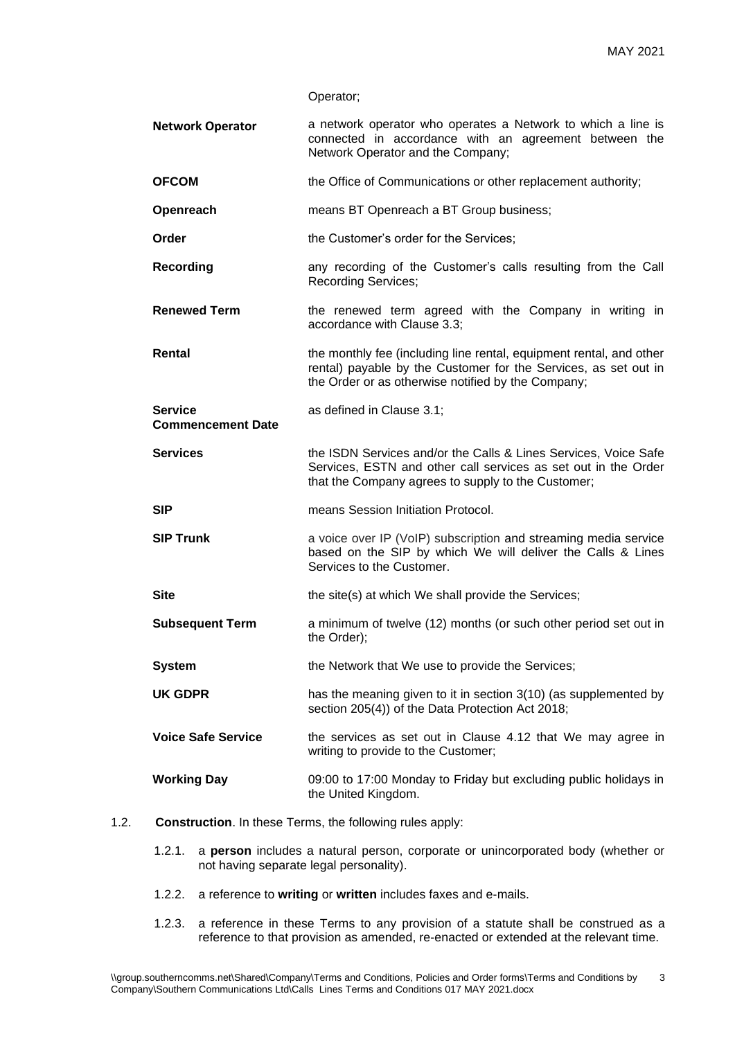Operator;

| | |
|---|---|
| **Network Operator** | a network operator who operates a Network to which a line is connected in accordance with an agreement between the Network Operator and the Company; |
| **OFCOM** | the Office of Communications or other replacement authority; |
| **Openreach** | means BT Openreach a BT Group business; |
| **Order** | the Customer's order for the Services; |
| **Recording** | any recording of the Customer's calls resulting from the Call Recording Services; |
| **Renewed Term** | the renewed term agreed with the Company in writing in accordance with Clause 3.3; |
| **Rental** | the monthly fee (including line rental, equipment rental, and other rental) payable by the Customer for the Services, as set out in the Order or as otherwise notified by the Company; |
| **Service Commencement Date** | as defined in Clause 3.1; |
| **Services** | the ISDN Services and/or the Calls & Lines Services, Voice Safe Services, ESTN and other call services as set out in the Order that the Company agrees to supply to the Customer; |
| **SIP** | means Session Initiation Protocol. |
| **SIP Trunk** | a voice over IP (VoIP) subscription and streaming media service based on the SIP by which We will deliver the Calls & Lines Services to the Customer. |
| **Site** | the site(s) at which We shall provide the Services; |
| **Subsequent Term** | a minimum of twelve (12) months (or such other period set out in the Order); |
| **System** | the Network that We use to provide the Services; |
| **UK GDPR** | has the meaning given to it in section 3(10) (as supplemented by section 205(4)) of the Data Protection Act 2018; |
| **Voice Safe Service** | the services as set out in Clause 4.12 that We may agree in writing to provide to the Customer; |
| **Working Day** | 09:00 to 17:00 Monday to Friday but excluding public holidays in the United Kingdom. |

1.2. **Construction**. In these Terms, the following rules apply:

1.2.1. a **person** includes a natural person, corporate or unincorporated body (whether or not having separate legal personality).

1.2.2. a reference to **writing** or **written** includes faxes and e-mails.

1.2.3. a reference in these Terms to any provision of a statute shall be construed as a reference to that provision as amended, re-enacted or extended at the relevant time.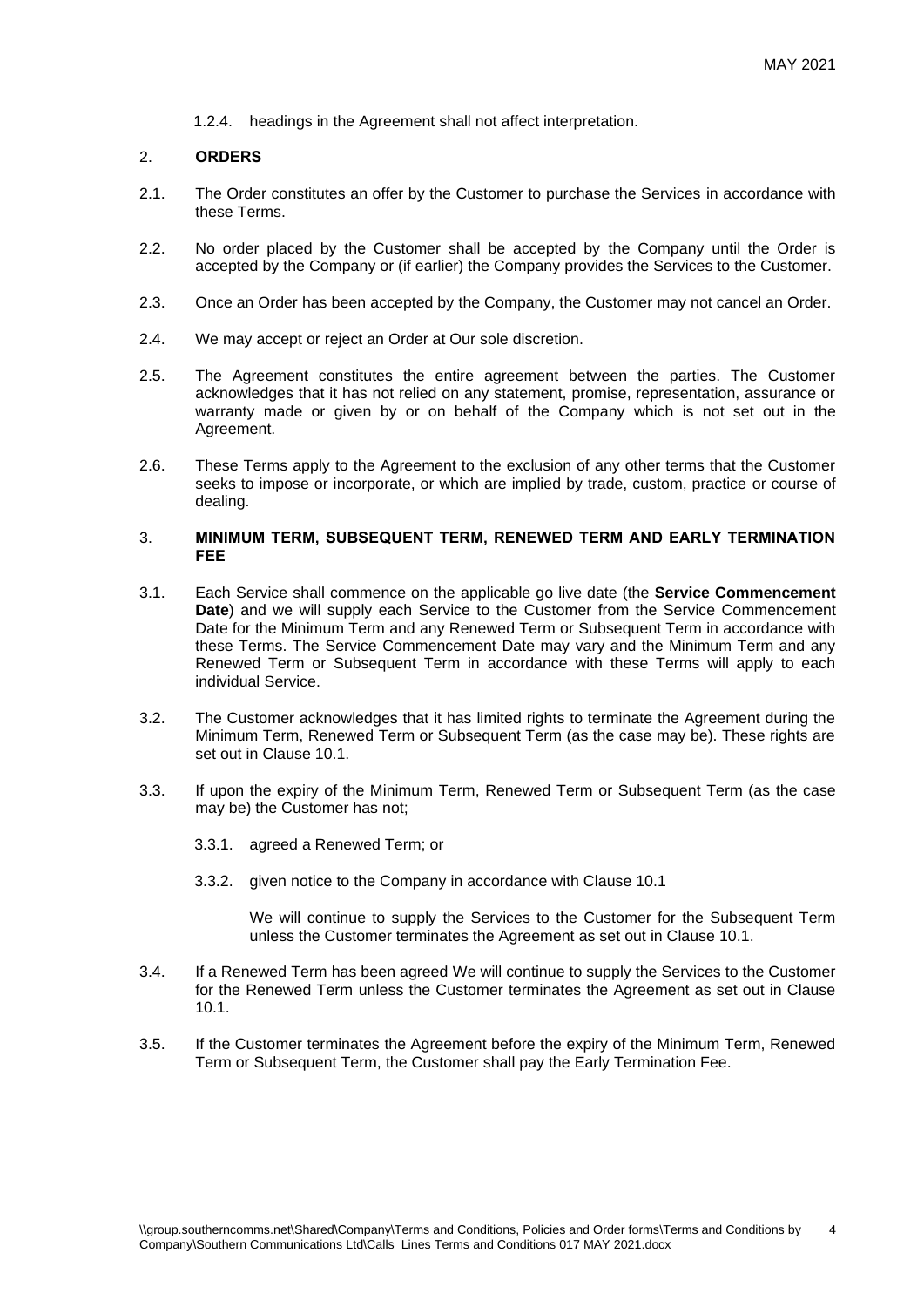1.2.4. headings in the Agreement shall not affect interpretation.

## 2. **ORDERS**

2.1. The Order constitutes an offer by the Customer to purchase the Services in accordance with these Terms.

2.2. No order placed by the Customer shall be accepted by the Company until the Order is accepted by the Company or (if earlier) the Company provides the Services to the Customer.

2.3. Once an Order has been accepted by the Company, the Customer may not cancel an Order.

2.4. We may accept or reject an Order at Our sole discretion.

2.5. The Agreement constitutes the entire agreement between the parties. The Customer acknowledges that it has not relied on any statement, promise, representation, assurance or warranty made or given by or on behalf of the Company which is not set out in the Agreement.

2.6. These Terms apply to the Agreement to the exclusion of any other terms that the Customer seeks to impose or incorporate, or which are implied by trade, custom, practice or course of dealing.

## 3. **MINIMUM TERM, SUBSEQUENT TERM, RENEWED TERM AND EARLY TERMINATION FEE**

3.1. Each Service shall commence on the applicable go live date (the **Service Commencement Date**) and we will supply each Service to the Customer from the Service Commencement Date for the Minimum Term and any Renewed Term or Subsequent Term in accordance with these Terms. The Service Commencement Date may vary and the Minimum Term and any Renewed Term or Subsequent Term in accordance with these Terms will apply to each individual Service.

3.2. The Customer acknowledges that it has limited rights to terminate the Agreement during the Minimum Term, Renewed Term or Subsequent Term (as the case may be). These rights are set out in Clause 10.1.

3.3. If upon the expiry of the Minimum Term, Renewed Term or Subsequent Term (as the case may be) the Customer has not;

3.3.1. agreed a Renewed Term; or

3.3.2. given notice to the Company in accordance with Clause 10.1

We will continue to supply the Services to the Customer for the Subsequent Term unless the Customer terminates the Agreement as set out in Clause 10.1.

3.4. If a Renewed Term has been agreed We will continue to supply the Services to the Customer for the Renewed Term unless the Customer terminates the Agreement as set out in Clause 10.1.

3.5. If the Customer terminates the Agreement before the expiry of the Minimum Term, Renewed Term or Subsequent Term, the Customer shall pay the Early Termination Fee.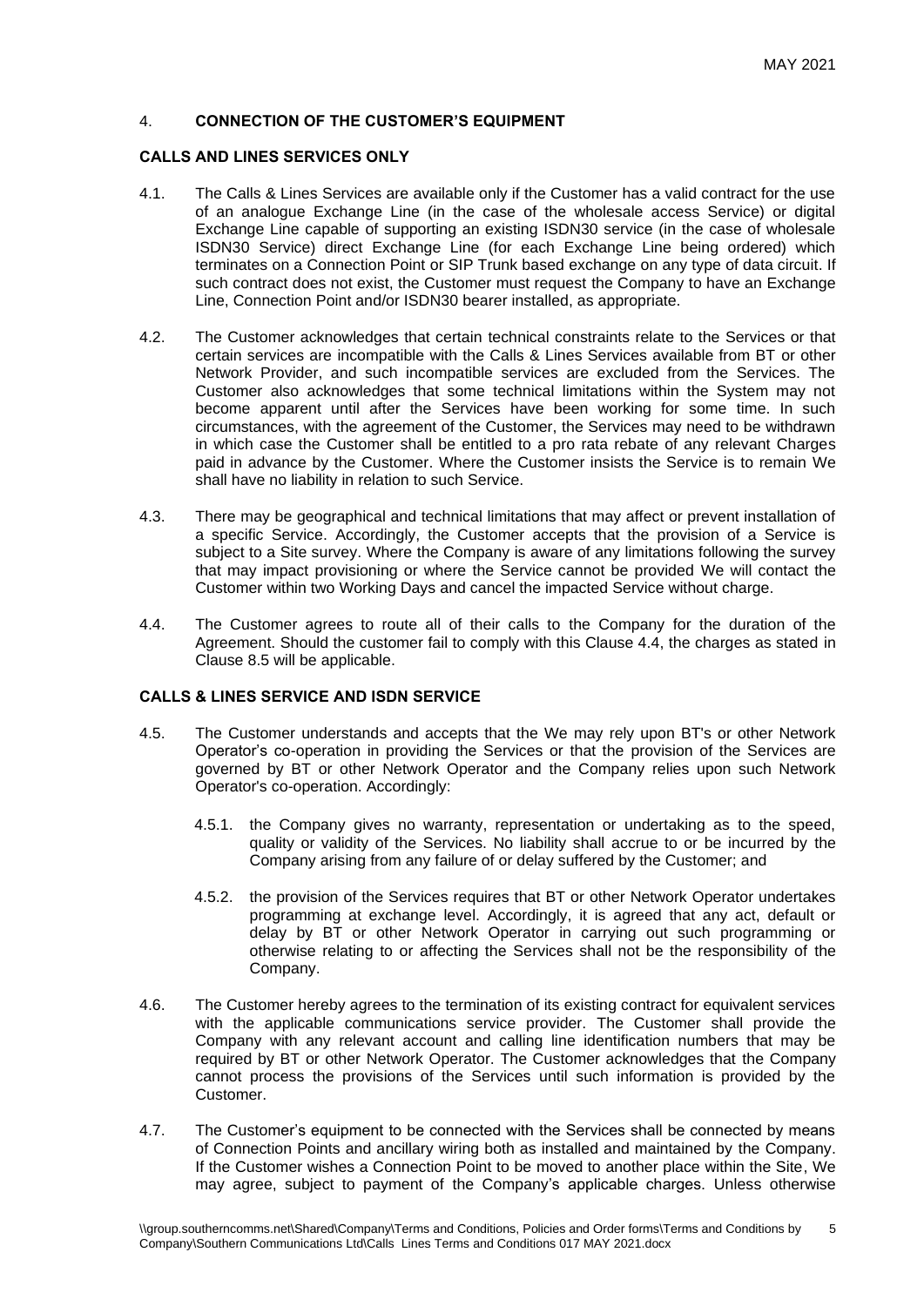## 4. CONNECTION OF THE CUSTOMER'S EQUIPMENT

### CALLS AND LINES SERVICES ONLY

4.1. The Calls & Lines Services are available only if the Customer has a valid contract for the use of an analogue Exchange Line (in the case of the wholesale access Service) or digital Exchange Line capable of supporting an existing ISDN30 service (in the case of wholesale ISDN30 Service) direct Exchange Line (for each Exchange Line being ordered) which terminates on a Connection Point or SIP Trunk based exchange on any type of data circuit. If such contract does not exist, the Customer must request the Company to have an Exchange Line, Connection Point and/or ISDN30 bearer installed, as appropriate.

4.2. The Customer acknowledges that certain technical constraints relate to the Services or that certain services are incompatible with the Calls & Lines Services available from BT or other Network Provider, and such incompatible services are excluded from the Services. The Customer also acknowledges that some technical limitations within the System may not become apparent until after the Services have been working for some time. In such circumstances, with the agreement of the Customer, the Services may need to be withdrawn in which case the Customer shall be entitled to a pro rata rebate of any relevant Charges paid in advance by the Customer. Where the Customer insists the Service is to remain We shall have no liability in relation to such Service.

4.3. There may be geographical and technical limitations that may affect or prevent installation of a specific Service. Accordingly, the Customer accepts that the provision of a Service is subject to a Site survey. Where the Company is aware of any limitations following the survey that may impact provisioning or where the Service cannot be provided We will contact the Customer within two Working Days and cancel the impacted Service without charge.

4.4. The Customer agrees to route all of their calls to the Company for the duration of the Agreement. Should the customer fail to comply with this Clause 4.4, the charges as stated in Clause 8.5 will be applicable.

### CALLS & LINES SERVICE AND ISDN SERVICE

4.5. The Customer understands and accepts that the We may rely upon BT's or other Network Operator's co-operation in providing the Services or that the provision of the Services are governed by BT or other Network Operator and the Company relies upon such Network Operator's co-operation. Accordingly:

4.5.1. the Company gives no warranty, representation or undertaking as to the speed, quality or validity of the Services. No liability shall accrue to or be incurred by the Company arising from any failure of or delay suffered by the Customer; and

4.5.2. the provision of the Services requires that BT or other Network Operator undertakes programming at exchange level. Accordingly, it is agreed that any act, default or delay by BT or other Network Operator in carrying out such programming or otherwise relating to or affecting the Services shall not be the responsibility of the Company.

4.6. The Customer hereby agrees to the termination of its existing contract for equivalent services with the applicable communications service provider. The Customer shall provide the Company with any relevant account and calling line identification numbers that may be required by BT or other Network Operator. The Customer acknowledges that the Company cannot process the provisions of the Services until such information is provided by the Customer.

4.7. The Customer's equipment to be connected with the Services shall be connected by means of Connection Points and ancillary wiring both as installed and maintained by the Company. If the Customer wishes a Connection Point to be moved to another place within the Site, We may agree, subject to payment of the Company's applicable charges. Unless otherwise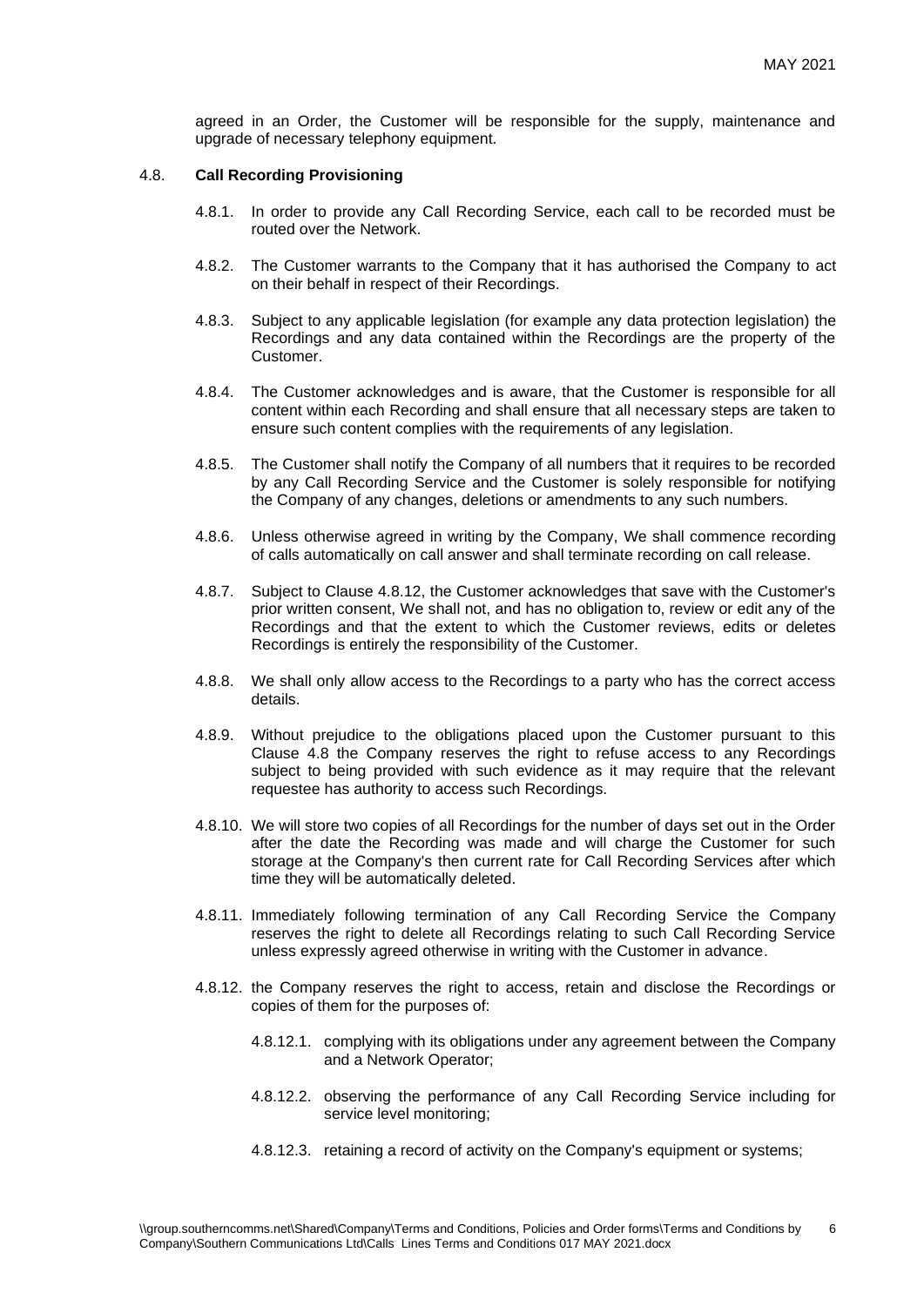agreed in an Order, the Customer will be responsible for the supply, maintenance and upgrade of necessary telephony equipment.

4.8. **Call Recording Provisioning**

4.8.1. In order to provide any Call Recording Service, each call to be recorded must be routed over the Network.

4.8.2. The Customer warrants to the Company that it has authorised the Company to act on their behalf in respect of their Recordings.

4.8.3. Subject to any applicable legislation (for example any data protection legislation) the Recordings and any data contained within the Recordings are the property of the Customer.

4.8.4. The Customer acknowledges and is aware, that the Customer is responsible for all content within each Recording and shall ensure that all necessary steps are taken to ensure such content complies with the requirements of any legislation.

4.8.5. The Customer shall notify the Company of all numbers that it requires to be recorded by any Call Recording Service and the Customer is solely responsible for notifying the Company of any changes, deletions or amendments to any such numbers.

4.8.6. Unless otherwise agreed in writing by the Company, We shall commence recording of calls automatically on call answer and shall terminate recording on call release.

4.8.7. Subject to Clause 4.8.12, the Customer acknowledges that save with the Customer's prior written consent, We shall not, and has no obligation to, review or edit any of the Recordings and that the extent to which the Customer reviews, edits or deletes Recordings is entirely the responsibility of the Customer.

4.8.8. We shall only allow access to the Recordings to a party who has the correct access details.

4.8.9. Without prejudice to the obligations placed upon the Customer pursuant to this Clause 4.8 the Company reserves the right to refuse access to any Recordings subject to being provided with such evidence as it may require that the relevant requestee has authority to access such Recordings.

4.8.10. We will store two copies of all Recordings for the number of days set out in the Order after the date the Recording was made and will charge the Customer for such storage at the Company's then current rate for Call Recording Services after which time they will be automatically deleted.

4.8.11. Immediately following termination of any Call Recording Service the Company reserves the right to delete all Recordings relating to such Call Recording Service unless expressly agreed otherwise in writing with the Customer in advance.

4.8.12. the Company reserves the right to access, retain and disclose the Recordings or copies of them for the purposes of:

4.8.12.1. complying with its obligations under any agreement between the Company and a Network Operator;

4.8.12.2. observing the performance of any Call Recording Service including for service level monitoring;

4.8.12.3. retaining a record of activity on the Company's equipment or systems;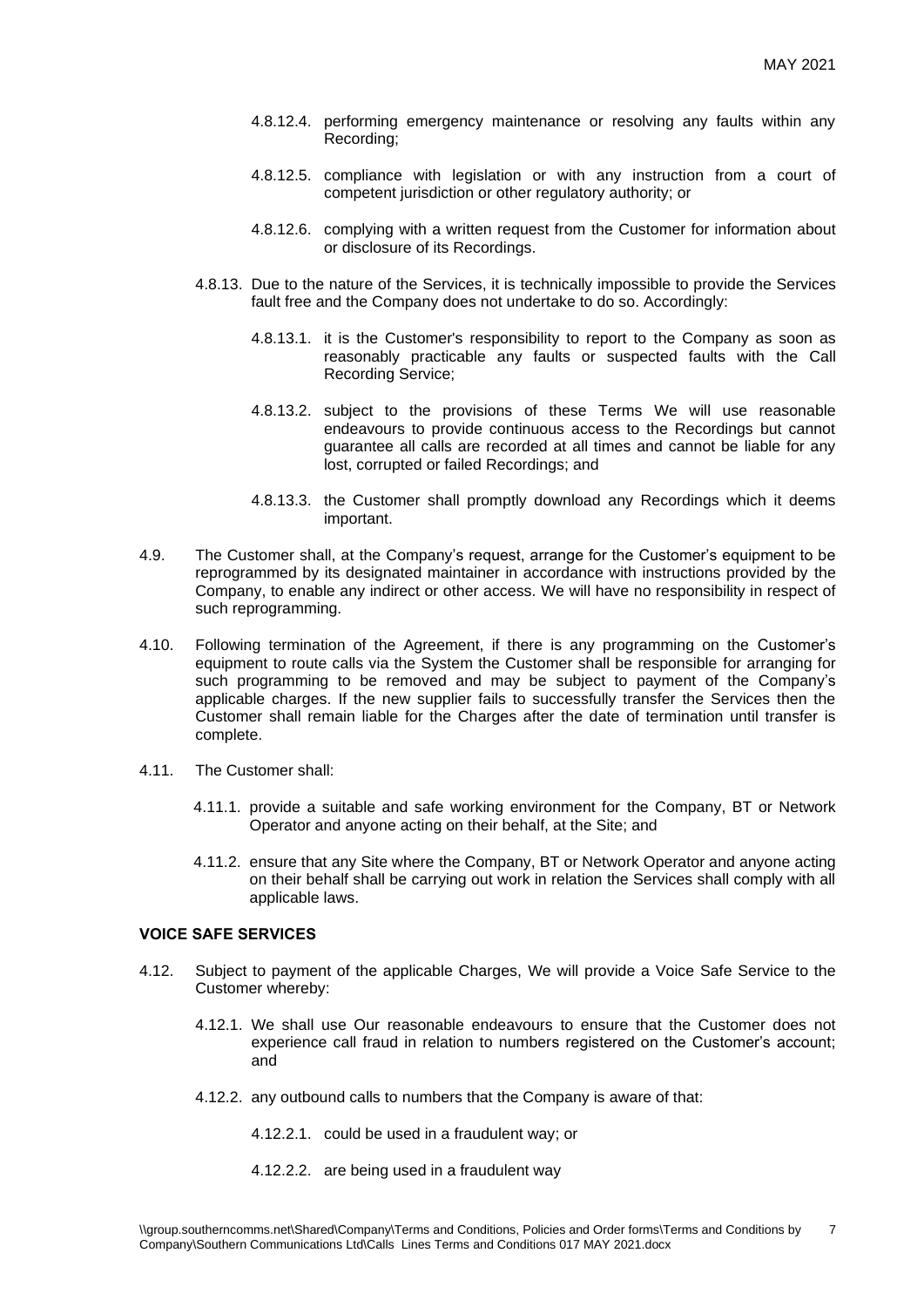4.8.12.4. performing emergency maintenance or resolving any faults within any Recording;

4.8.12.5. compliance with legislation or with any instruction from a court of competent jurisdiction or other regulatory authority; or

4.8.12.6. complying with a written request from the Customer for information about or disclosure of its Recordings.

4.8.13. Due to the nature of the Services, it is technically impossible to provide the Services fault free and the Company does not undertake to do so. Accordingly:

4.8.13.1. it is the Customer's responsibility to report to the Company as soon as reasonably practicable any faults or suspected faults with the Call Recording Service;

4.8.13.2. subject to the provisions of these Terms We will use reasonable endeavours to provide continuous access to the Recordings but cannot guarantee all calls are recorded at all times and cannot be liable for any lost, corrupted or failed Recordings; and

4.8.13.3. the Customer shall promptly download any Recordings which it deems important.

4.9. The Customer shall, at the Company's request, arrange for the Customer's equipment to be reprogrammed by its designated maintainer in accordance with instructions provided by the Company, to enable any indirect or other access. We will have no responsibility in respect of such reprogramming.

4.10. Following termination of the Agreement, if there is any programming on the Customer's equipment to route calls via the System the Customer shall be responsible for arranging for such programming to be removed and may be subject to payment of the Company's applicable charges. If the new supplier fails to successfully transfer the Services then the Customer shall remain liable for the Charges after the date of termination until transfer is complete.

4.11. The Customer shall:

4.11.1. provide a suitable and safe working environment for the Company, BT or Network Operator and anyone acting on their behalf, at the Site; and

4.11.2. ensure that any Site where the Company, BT or Network Operator and anyone acting on their behalf shall be carrying out work in relation the Services shall comply with all applicable laws.

**VOICE SAFE SERVICES**

4.12. Subject to payment of the applicable Charges, We will provide a Voice Safe Service to the Customer whereby:

4.12.1. We shall use Our reasonable endeavours to ensure that the Customer does not experience call fraud in relation to numbers registered on the Customer's account; and

4.12.2. any outbound calls to numbers that the Company is aware of that:

4.12.2.1. could be used in a fraudulent way; or

4.12.2.2. are being used in a fraudulent way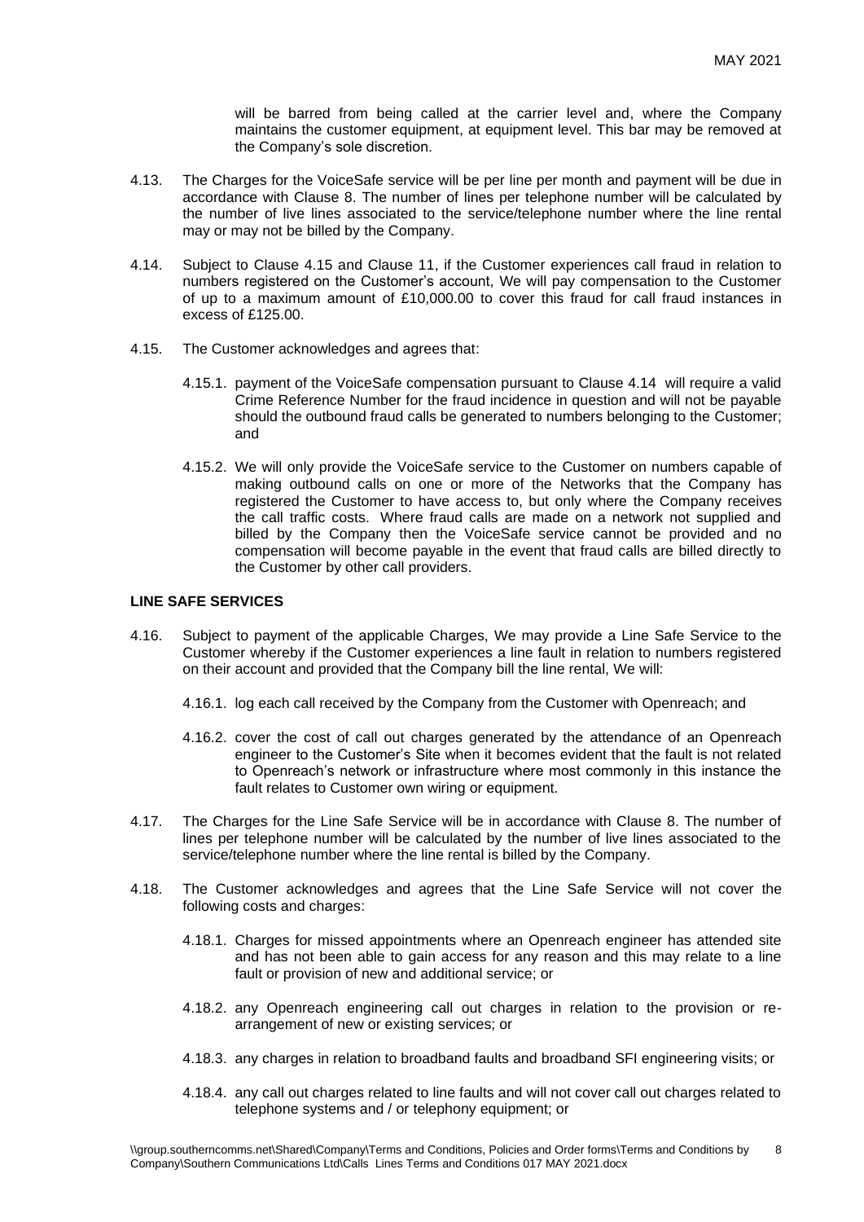will be barred from being called at the carrier level and, where the Company maintains the customer equipment, at equipment level. This bar may be removed at the Company's sole discretion.

4.13. The Charges for the VoiceSafe service will be per line per month and payment will be due in accordance with Clause 8. The number of lines per telephone number will be calculated by the number of live lines associated to the service/telephone number where the line rental may or may not be billed by the Company.

4.14. Subject to Clause 4.15 and Clause 11, if the Customer experiences call fraud in relation to numbers registered on the Customer's account, We will pay compensation to the Customer of up to a maximum amount of £10,000.00 to cover this fraud for call fraud instances in excess of £125.00.

4.15. The Customer acknowledges and agrees that:

4.15.1. payment of the VoiceSafe compensation pursuant to Clause 4.14 will require a valid Crime Reference Number for the fraud incidence in question and will not be payable should the outbound fraud calls be generated to numbers belonging to the Customer; and

4.15.2. We will only provide the VoiceSafe service to the Customer on numbers capable of making outbound calls on one or more of the Networks that the Company has registered the Customer to have access to, but only where the Company receives the call traffic costs. Where fraud calls are made on a network not supplied and billed by the Company then the VoiceSafe service cannot be provided and no compensation will become payable in the event that fraud calls are billed directly to the Customer by other call providers.

**LINE SAFE SERVICES**

4.16. Subject to payment of the applicable Charges, We may provide a Line Safe Service to the Customer whereby if the Customer experiences a line fault in relation to numbers registered on their account and provided that the Company bill the line rental, We will:

4.16.1. log each call received by the Company from the Customer with Openreach; and

4.16.2. cover the cost of call out charges generated by the attendance of an Openreach engineer to the Customer's Site when it becomes evident that the fault is not related to Openreach's network or infrastructure where most commonly in this instance the fault relates to Customer own wiring or equipment.

4.17. The Charges for the Line Safe Service will be in accordance with Clause 8. The number of lines per telephone number will be calculated by the number of live lines associated to the service/telephone number where the line rental is billed by the Company.

4.18. The Customer acknowledges and agrees that the Line Safe Service will not cover the following costs and charges:

4.18.1. Charges for missed appointments where an Openreach engineer has attended site and has not been able to gain access for any reason and this may relate to a line fault or provision of new and additional service; or

4.18.2. any Openreach engineering call out charges in relation to the provision or re-arrangement of new or existing services; or

4.18.3. any charges in relation to broadband faults and broadband SFI engineering visits; or

4.18.4. any call out charges related to line faults and will not cover call out charges related to telephone systems and / or telephony equipment; or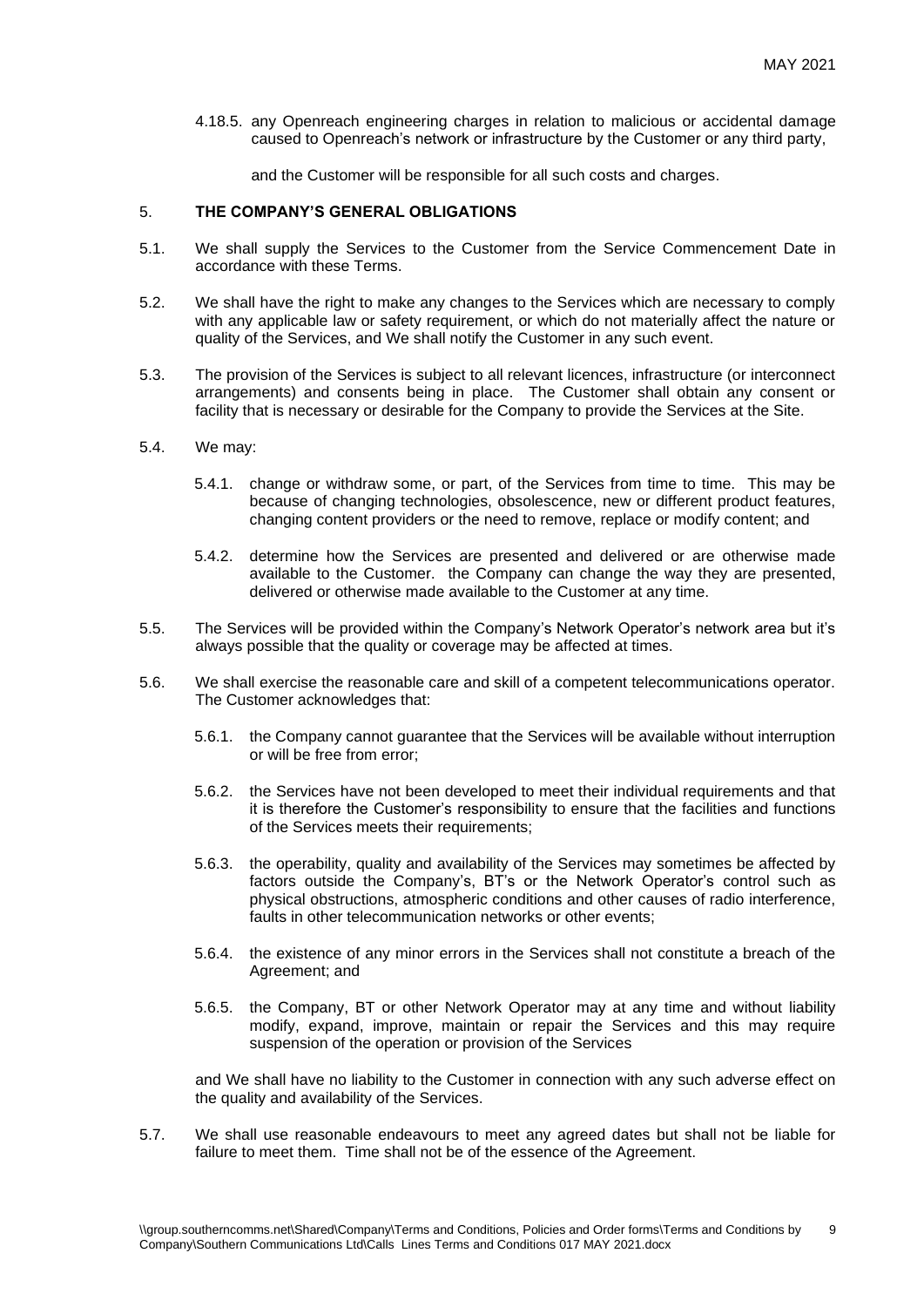4.18.5. any Openreach engineering charges in relation to malicious or accidental damage caused to Openreach's network or infrastructure by the Customer or any third party,

and the Customer will be responsible for all such costs and charges.

## 5. THE COMPANY'S GENERAL OBLIGATIONS

5.1. We shall supply the Services to the Customer from the Service Commencement Date in accordance with these Terms.

5.2. We shall have the right to make any changes to the Services which are necessary to comply with any applicable law or safety requirement, or which do not materially affect the nature or quality of the Services, and We shall notify the Customer in any such event.

5.3. The provision of the Services is subject to all relevant licences, infrastructure (or interconnect arrangements) and consents being in place. The Customer shall obtain any consent or facility that is necessary or desirable for the Company to provide the Services at the Site.

5.4. We may:

5.4.1. change or withdraw some, or part, of the Services from time to time. This may be because of changing technologies, obsolescence, new or different product features, changing content providers or the need to remove, replace or modify content; and

5.4.2. determine how the Services are presented and delivered or are otherwise made available to the Customer. the Company can change the way they are presented, delivered or otherwise made available to the Customer at any time.

5.5. The Services will be provided within the Company's Network Operator's network area but it's always possible that the quality or coverage may be affected at times.

5.6. We shall exercise the reasonable care and skill of a competent telecommunications operator. The Customer acknowledges that:

5.6.1. the Company cannot guarantee that the Services will be available without interruption or will be free from error;

5.6.2. the Services have not been developed to meet their individual requirements and that it is therefore the Customer's responsibility to ensure that the facilities and functions of the Services meets their requirements;

5.6.3. the operability, quality and availability of the Services may sometimes be affected by factors outside the Company's, BT's or the Network Operator's control such as physical obstructions, atmospheric conditions and other causes of radio interference, faults in other telecommunication networks or other events;

5.6.4. the existence of any minor errors in the Services shall not constitute a breach of the Agreement; and

5.6.5. the Company, BT or other Network Operator may at any time and without liability modify, expand, improve, maintain or repair the Services and this may require suspension of the operation or provision of the Services

and We shall have no liability to the Customer in connection with any such adverse effect on the quality and availability of the Services.

5.7. We shall use reasonable endeavours to meet any agreed dates but shall not be liable for failure to meet them. Time shall not be of the essence of the Agreement.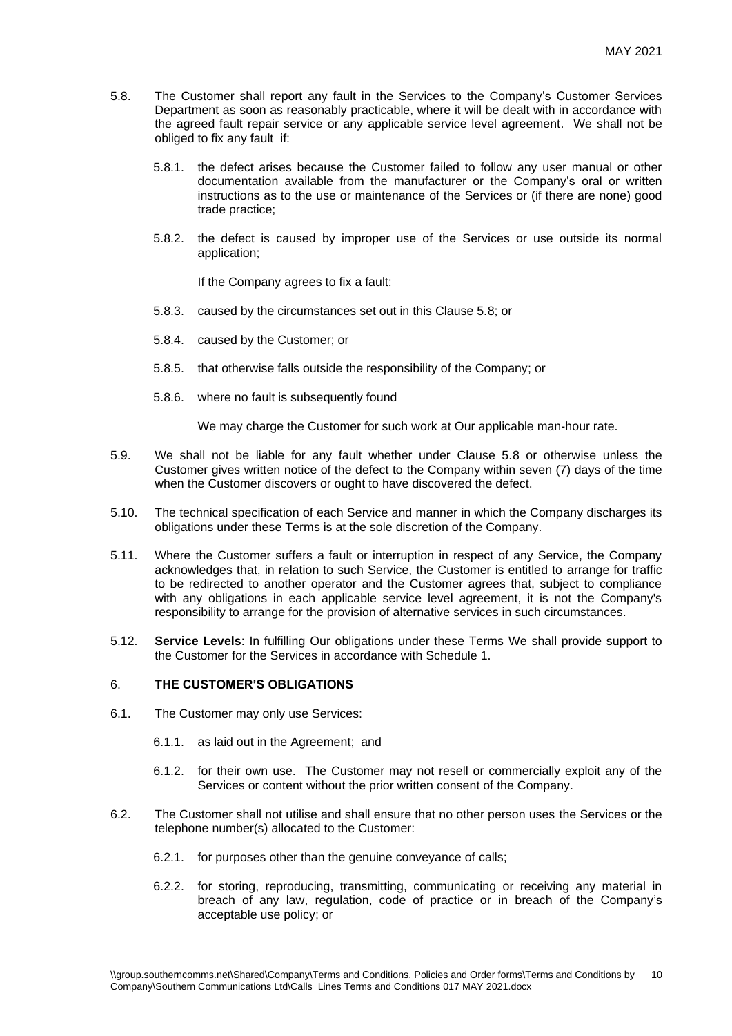5.8. The Customer shall report any fault in the Services to the Company's Customer Services Department as soon as reasonably practicable, where it will be dealt with in accordance with the agreed fault repair service or any applicable service level agreement. We shall not be obliged to fix any fault if:

5.8.1. the defect arises because the Customer failed to follow any user manual or other documentation available from the manufacturer or the Company's oral or written instructions as to the use or maintenance of the Services or (if there are none) good trade practice;

5.8.2. the defect is caused by improper use of the Services or use outside its normal application;

If the Company agrees to fix a fault:

5.8.3. caused by the circumstances set out in this Clause 5.8; or

5.8.4. caused by the Customer; or

5.8.5. that otherwise falls outside the responsibility of the Company; or

5.8.6. where no fault is subsequently found

We may charge the Customer for such work at Our applicable man-hour rate.

5.9. We shall not be liable for any fault whether under Clause 5.8 or otherwise unless the Customer gives written notice of the defect to the Company within seven (7) days of the time when the Customer discovers or ought to have discovered the defect.

5.10. The technical specification of each Service and manner in which the Company discharges its obligations under these Terms is at the sole discretion of the Company.

5.11. Where the Customer suffers a fault or interruption in respect of any Service, the Company acknowledges that, in relation to such Service, the Customer is entitled to arrange for traffic to be redirected to another operator and the Customer agrees that, subject to compliance with any obligations in each applicable service level agreement, it is not the Company's responsibility to arrange for the provision of alternative services in such circumstances.

5.12. **Service Levels**: In fulfilling Our obligations under these Terms We shall provide support to the Customer for the Services in accordance with Schedule 1.

## 6. THE CUSTOMER'S OBLIGATIONS

6.1. The Customer may only use Services:

6.1.1. as laid out in the Agreement; and

6.1.2. for their own use. The Customer may not resell or commercially exploit any of the Services or content without the prior written consent of the Company.

6.2. The Customer shall not utilise and shall ensure that no other person uses the Services or the telephone number(s) allocated to the Customer:

6.2.1. for purposes other than the genuine conveyance of calls;

6.2.2. for storing, reproducing, transmitting, communicating or receiving any material in breach of any law, regulation, code of practice or in breach of the Company's acceptable use policy; or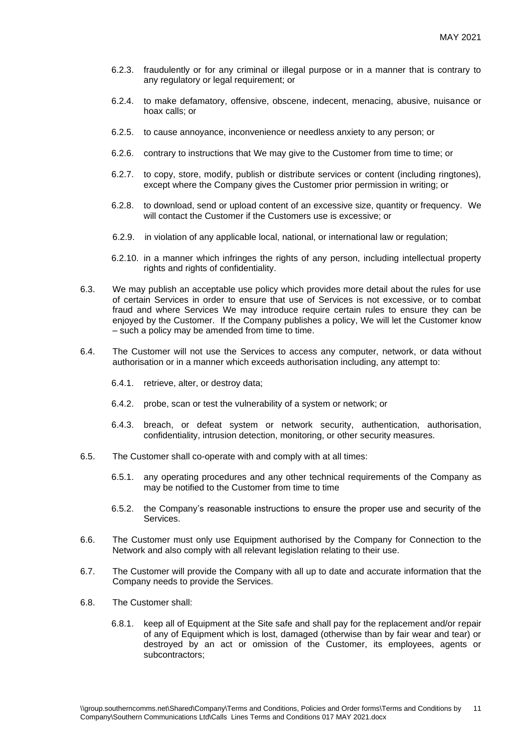6.2.3. fraudulently or for any criminal or illegal purpose or in a manner that is contrary to any regulatory or legal requirement; or

6.2.4. to make defamatory, offensive, obscene, indecent, menacing, abusive, nuisance or hoax calls; or

6.2.5. to cause annoyance, inconvenience or needless anxiety to any person; or

6.2.6. contrary to instructions that We may give to the Customer from time to time; or

6.2.7. to copy, store, modify, publish or distribute services or content (including ringtones), except where the Company gives the Customer prior permission in writing; or

6.2.8. to download, send or upload content of an excessive size, quantity or frequency. We will contact the Customer if the Customers use is excessive; or

6.2.9. in violation of any applicable local, national, or international law or regulation;

6.2.10. in a manner which infringes the rights of any person, including intellectual property rights and rights of confidentiality.

6.3. We may publish an acceptable use policy which provides more detail about the rules for use of certain Services in order to ensure that use of Services is not excessive, or to combat fraud and where Services We may introduce require certain rules to ensure they can be enjoyed by the Customer. If the Company publishes a policy, We will let the Customer know – such a policy may be amended from time to time.

6.4. The Customer will not use the Services to access any computer, network, or data without authorisation or in a manner which exceeds authorisation including, any attempt to:

6.4.1. retrieve, alter, or destroy data;

6.4.2. probe, scan or test the vulnerability of a system or network; or

6.4.3. breach, or defeat system or network security, authentication, authorisation, confidentiality, intrusion detection, monitoring, or other security measures.

6.5. The Customer shall co-operate with and comply with at all times:

6.5.1. any operating procedures and any other technical requirements of the Company as may be notified to the Customer from time to time

6.5.2. the Company's reasonable instructions to ensure the proper use and security of the Services.

6.6. The Customer must only use Equipment authorised by the Company for Connection to the Network and also comply with all relevant legislation relating to their use.

6.7. The Customer will provide the Company with all up to date and accurate information that the Company needs to provide the Services.

6.8. The Customer shall:

6.8.1. keep all of Equipment at the Site safe and shall pay for the replacement and/or repair of any of Equipment which is lost, damaged (otherwise than by fair wear and tear) or destroyed by an act or omission of the Customer, its employees, agents or subcontractors;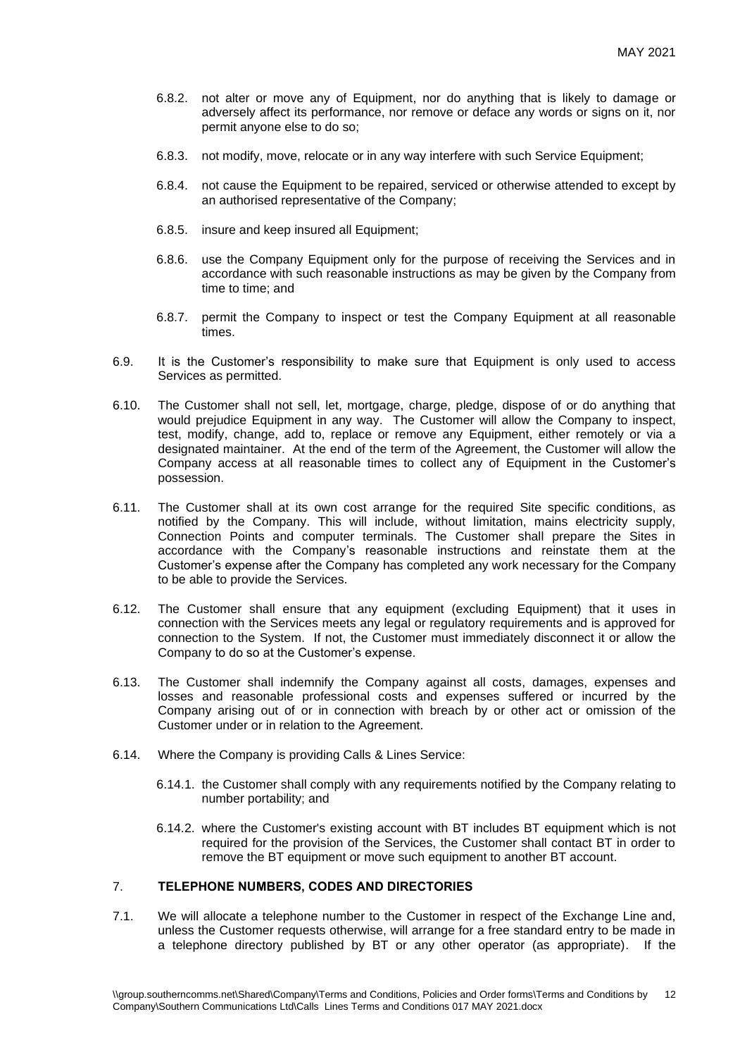6.8.2. not alter or move any of Equipment, nor do anything that is likely to damage or adversely affect its performance, nor remove or deface any words or signs on it, nor permit anyone else to do so;

6.8.3. not modify, move, relocate or in any way interfere with such Service Equipment;

6.8.4. not cause the Equipment to be repaired, serviced or otherwise attended to except by an authorised representative of the Company;

6.8.5. insure and keep insured all Equipment;

6.8.6. use the Company Equipment only for the purpose of receiving the Services and in accordance with such reasonable instructions as may be given by the Company from time to time; and

6.8.7. permit the Company to inspect or test the Company Equipment at all reasonable times.

6.9. It is the Customer's responsibility to make sure that Equipment is only used to access Services as permitted.

6.10. The Customer shall not sell, let, mortgage, charge, pledge, dispose of or do anything that would prejudice Equipment in any way. The Customer will allow the Company to inspect, test, modify, change, add to, replace or remove any Equipment, either remotely or via a designated maintainer. At the end of the term of the Agreement, the Customer will allow the Company access at all reasonable times to collect any of Equipment in the Customer's possession.

6.11. The Customer shall at its own cost arrange for the required Site specific conditions, as notified by the Company. This will include, without limitation, mains electricity supply, Connection Points and computer terminals. The Customer shall prepare the Sites in accordance with the Company's reasonable instructions and reinstate them at the Customer's expense after the Company has completed any work necessary for the Company to be able to provide the Services.

6.12. The Customer shall ensure that any equipment (excluding Equipment) that it uses in connection with the Services meets any legal or regulatory requirements and is approved for connection to the System. If not, the Customer must immediately disconnect it or allow the Company to do so at the Customer's expense.

6.13. The Customer shall indemnify the Company against all costs, damages, expenses and losses and reasonable professional costs and expenses suffered or incurred by the Company arising out of or in connection with breach by or other act or omission of the Customer under or in relation to the Agreement.

6.14. Where the Company is providing Calls & Lines Service:

6.14.1. the Customer shall comply with any requirements notified by the Company relating to number portability; and

6.14.2. where the Customer's existing account with BT includes BT equipment which is not required for the provision of the Services, the Customer shall contact BT in order to remove the BT equipment or move such equipment to another BT account.

## 7. TELEPHONE NUMBERS, CODES AND DIRECTORIES

7.1. We will allocate a telephone number to the Customer in respect of the Exchange Line and, unless the Customer requests otherwise, will arrange for a free standard entry to be made in a telephone directory published by BT or any other operator (as appropriate). If the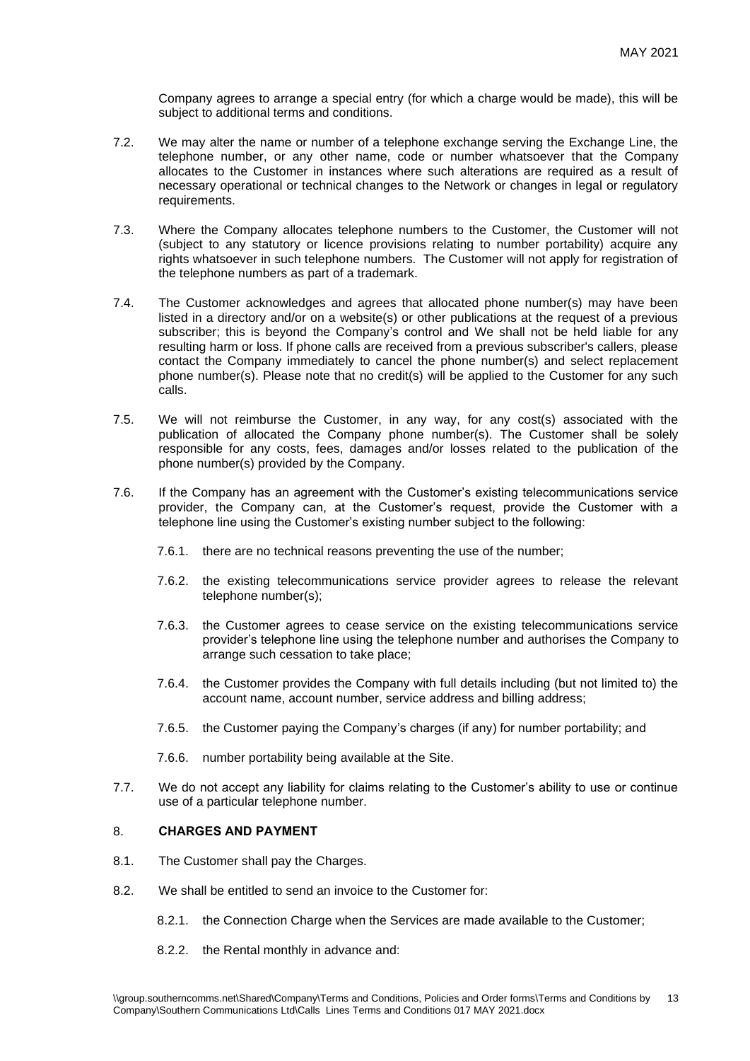Company agrees to arrange a special entry (for which a charge would be made), this will be subject to additional terms and conditions.

7.2. We may alter the name or number of a telephone exchange serving the Exchange Line, the telephone number, or any other name, code or number whatsoever that the Company allocates to the Customer in instances where such alterations are required as a result of necessary operational or technical changes to the Network or changes in legal or regulatory requirements.

7.3. Where the Company allocates telephone numbers to the Customer, the Customer will not (subject to any statutory or licence provisions relating to number portability) acquire any rights whatsoever in such telephone numbers. The Customer will not apply for registration of the telephone numbers as part of a trademark.

7.4. The Customer acknowledges and agrees that allocated phone number(s) may have been listed in a directory and/or on a website(s) or other publications at the request of a previous subscriber; this is beyond the Company's control and We shall not be held liable for any resulting harm or loss. If phone calls are received from a previous subscriber's callers, please contact the Company immediately to cancel the phone number(s) and select replacement phone number(s). Please note that no credit(s) will be applied to the Customer for any such calls.

7.5. We will not reimburse the Customer, in any way, for any cost(s) associated with the publication of allocated the Company phone number(s). The Customer shall be solely responsible for any costs, fees, damages and/or losses related to the publication of the phone number(s) provided by the Company.

7.6. If the Company has an agreement with the Customer's existing telecommunications service provider, the Company can, at the Customer's request, provide the Customer with a telephone line using the Customer's existing number subject to the following:

7.6.1. there are no technical reasons preventing the use of the number;

7.6.2. the existing telecommunications service provider agrees to release the relevant telephone number(s);

7.6.3. the Customer agrees to cease service on the existing telecommunications service provider's telephone line using the telephone number and authorises the Company to arrange such cessation to take place;

7.6.4. the Customer provides the Company with full details including (but not limited to) the account name, account number, service address and billing address;

7.6.5. the Customer paying the Company's charges (if any) for number portability; and

7.6.6. number portability being available at the Site.

7.7. We do not accept any liability for claims relating to the Customer's ability to use or continue use of a particular telephone number.

## 8. CHARGES AND PAYMENT

8.1. The Customer shall pay the Charges.

8.2. We shall be entitled to send an invoice to the Customer for:

8.2.1. the Connection Charge when the Services are made available to the Customer;

8.2.2. the Rental monthly in advance and: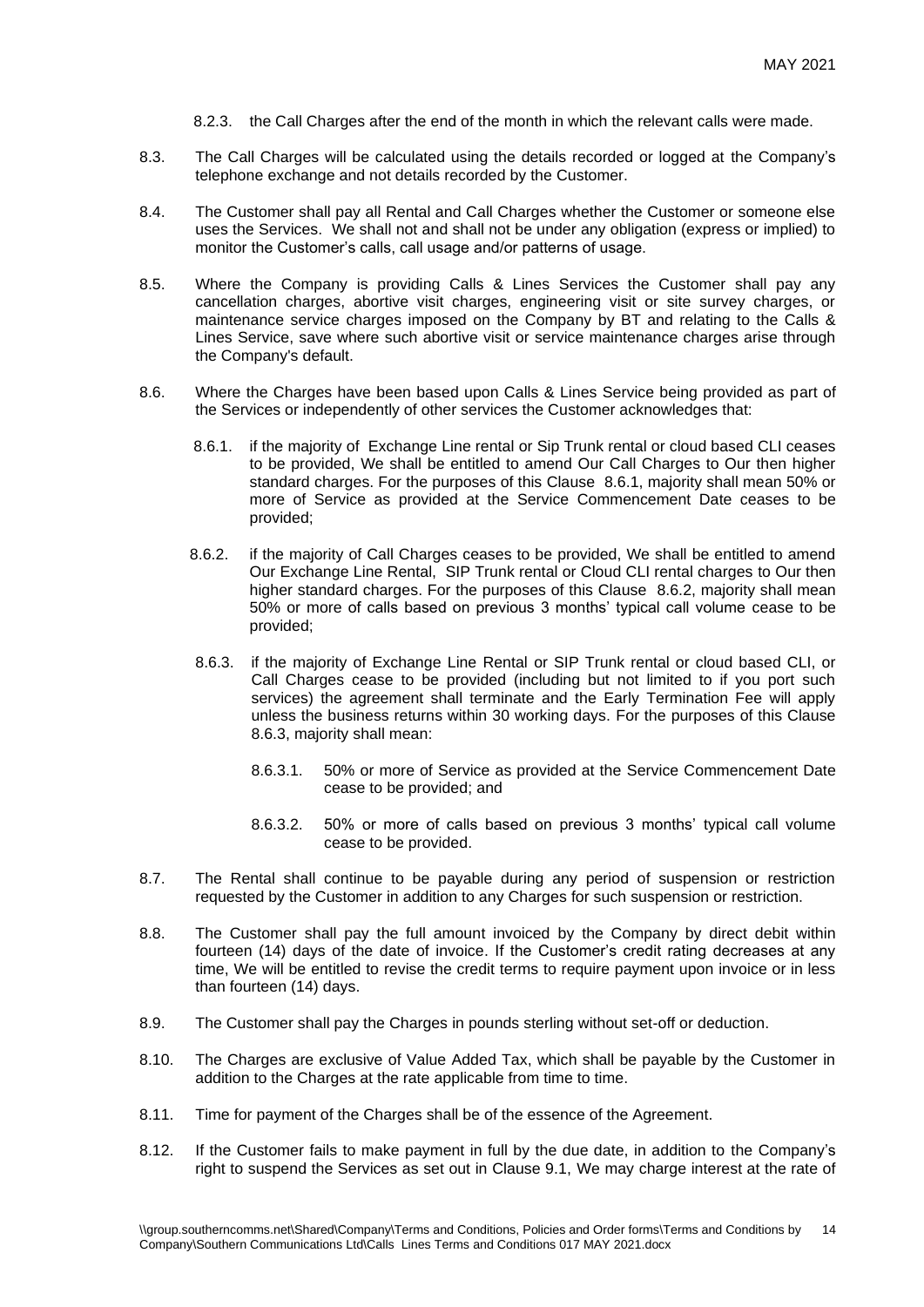8.2.3. the Call Charges after the end of the month in which the relevant calls were made.

8.3. The Call Charges will be calculated using the details recorded or logged at the Company's telephone exchange and not details recorded by the Customer.

8.4. The Customer shall pay all Rental and Call Charges whether the Customer or someone else uses the Services. We shall not and shall not be under any obligation (express or implied) to monitor the Customer's calls, call usage and/or patterns of usage.

8.5. Where the Company is providing Calls & Lines Services the Customer shall pay any cancellation charges, abortive visit charges, engineering visit or site survey charges, or maintenance service charges imposed on the Company by BT and relating to the Calls & Lines Service, save where such abortive visit or service maintenance charges arise through the Company's default.

8.6. Where the Charges have been based upon Calls & Lines Service being provided as part of the Services or independently of other services the Customer acknowledges that:

8.6.1. if the majority of Exchange Line rental or Sip Trunk rental or cloud based CLI ceases to be provided, We shall be entitled to amend Our Call Charges to Our then higher standard charges. For the purposes of this Clause 8.6.1, majority shall mean 50% or more of Service as provided at the Service Commencement Date ceases to be provided;

8.6.2. if the majority of Call Charges ceases to be provided, We shall be entitled to amend Our Exchange Line Rental, SIP Trunk rental or Cloud CLI rental charges to Our then higher standard charges. For the purposes of this Clause 8.6.2, majority shall mean 50% or more of calls based on previous 3 months' typical call volume cease to be provided;

8.6.3. if the majority of Exchange Line Rental or SIP Trunk rental or cloud based CLI, or Call Charges cease to be provided (including but not limited to if you port such services) the agreement shall terminate and the Early Termination Fee will apply unless the business returns within 30 working days. For the purposes of this Clause 8.6.3, majority shall mean:

8.6.3.1. 50% or more of Service as provided at the Service Commencement Date cease to be provided; and

8.6.3.2. 50% or more of calls based on previous 3 months' typical call volume cease to be provided.

8.7. The Rental shall continue to be payable during any period of suspension or restriction requested by the Customer in addition to any Charges for such suspension or restriction.

8.8. The Customer shall pay the full amount invoiced by the Company by direct debit within fourteen (14) days of the date of invoice. If the Customer's credit rating decreases at any time, We will be entitled to revise the credit terms to require payment upon invoice or in less than fourteen (14) days.

8.9. The Customer shall pay the Charges in pounds sterling without set-off or deduction.

8.10. The Charges are exclusive of Value Added Tax, which shall be payable by the Customer in addition to the Charges at the rate applicable from time to time.

8.11. Time for payment of the Charges shall be of the essence of the Agreement.

8.12. If the Customer fails to make payment in full by the due date, in addition to the Company's right to suspend the Services as set out in Clause 9.1, We may charge interest at the rate of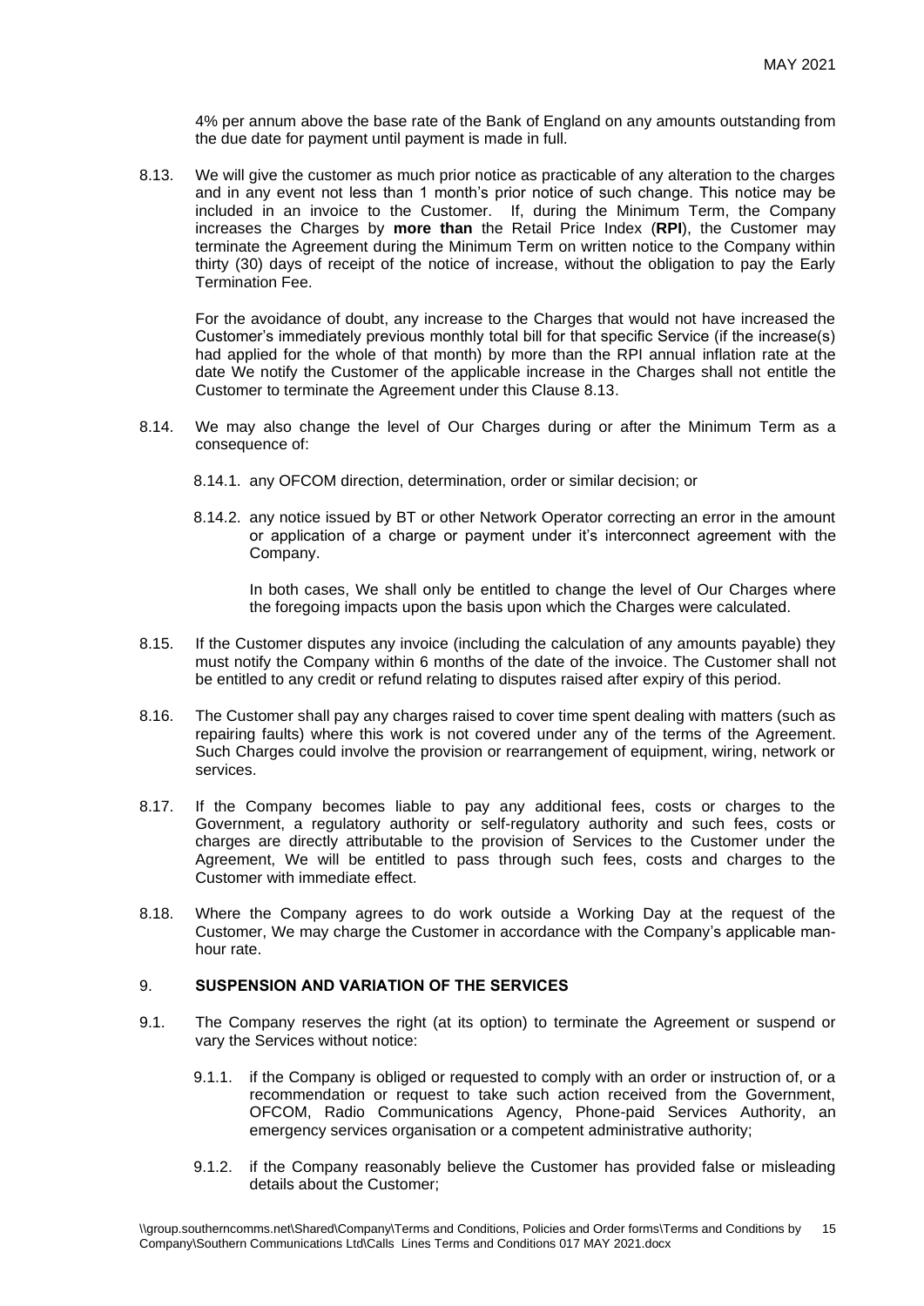4% per annum above the base rate of the Bank of England on any amounts outstanding from the due date for payment until payment is made in full.

8.13. We will give the customer as much prior notice as practicable of any alteration to the charges and in any event not less than 1 month's prior notice of such change. This notice may be included in an invoice to the Customer. If, during the Minimum Term, the Company increases the Charges by **more than** the Retail Price Index (**RPI**), the Customer may terminate the Agreement during the Minimum Term on written notice to the Company within thirty (30) days of receipt of the notice of increase, without the obligation to pay the Early Termination Fee.

For the avoidance of doubt, any increase to the Charges that would not have increased the Customer's immediately previous monthly total bill for that specific Service (if the increase(s) had applied for the whole of that month) by more than the RPI annual inflation rate at the date We notify the Customer of the applicable increase in the Charges shall not entitle the Customer to terminate the Agreement under this Clause 8.13.

8.14. We may also change the level of Our Charges during or after the Minimum Term as a consequence of:

8.14.1. any OFCOM direction, determination, order or similar decision; or

8.14.2. any notice issued by BT or other Network Operator correcting an error in the amount or application of a charge or payment under it's interconnect agreement with the Company.

In both cases, We shall only be entitled to change the level of Our Charges where the foregoing impacts upon the basis upon which the Charges were calculated.

8.15. If the Customer disputes any invoice (including the calculation of any amounts payable) they must notify the Company within 6 months of the date of the invoice. The Customer shall not be entitled to any credit or refund relating to disputes raised after expiry of this period.

8.16. The Customer shall pay any charges raised to cover time spent dealing with matters (such as repairing faults) where this work is not covered under any of the terms of the Agreement. Such Charges could involve the provision or rearrangement of equipment, wiring, network or services.

8.17. If the Company becomes liable to pay any additional fees, costs or charges to the Government, a regulatory authority or self-regulatory authority and such fees, costs or charges are directly attributable to the provision of Services to the Customer under the Agreement, We will be entitled to pass through such fees, costs and charges to the Customer with immediate effect.

8.18. Where the Company agrees to do work outside a Working Day at the request of the Customer, We may charge the Customer in accordance with the Company's applicable man-hour rate.

## 9. SUSPENSION AND VARIATION OF THE SERVICES

9.1. The Company reserves the right (at its option) to terminate the Agreement or suspend or vary the Services without notice:

9.1.1. if the Company is obliged or requested to comply with an order or instruction of, or a recommendation or request to take such action received from the Government, OFCOM, Radio Communications Agency, Phone-paid Services Authority, an emergency services organisation or a competent administrative authority;

9.1.2. if the Company reasonably believe the Customer has provided false or misleading details about the Customer;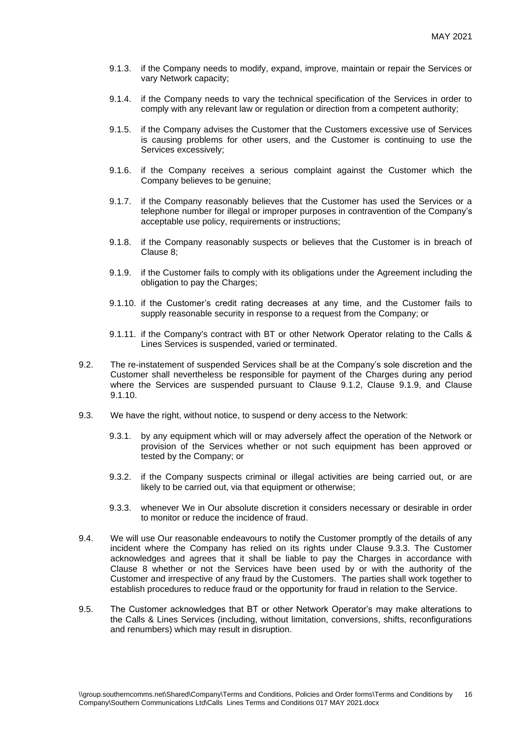9.1.3. if the Company needs to modify, expand, improve, maintain or repair the Services or vary Network capacity;

9.1.4. if the Company needs to vary the technical specification of the Services in order to comply with any relevant law or regulation or direction from a competent authority;

9.1.5. if the Company advises the Customer that the Customers excessive use of Services is causing problems for other users, and the Customer is continuing to use the Services excessively;

9.1.6. if the Company receives a serious complaint against the Customer which the Company believes to be genuine;

9.1.7. if the Company reasonably believes that the Customer has used the Services or a telephone number for illegal or improper purposes in contravention of the Company's acceptable use policy, requirements or instructions;

9.1.8. if the Company reasonably suspects or believes that the Customer is in breach of Clause 8;

9.1.9. if the Customer fails to comply with its obligations under the Agreement including the obligation to pay the Charges;

9.1.10. if the Customer's credit rating decreases at any time, and the Customer fails to supply reasonable security in response to a request from the Company; or

9.1.11. if the Company's contract with BT or other Network Operator relating to the Calls & Lines Services is suspended, varied or terminated.

9.2. The re-instatement of suspended Services shall be at the Company's sole discretion and the Customer shall nevertheless be responsible for payment of the Charges during any period where the Services are suspended pursuant to Clause 9.1.2, Clause 9.1.9, and Clause 9.1.10.

9.3. We have the right, without notice, to suspend or deny access to the Network:

9.3.1. by any equipment which will or may adversely affect the operation of the Network or provision of the Services whether or not such equipment has been approved or tested by the Company; or

9.3.2. if the Company suspects criminal or illegal activities are being carried out, or are likely to be carried out, via that equipment or otherwise;

9.3.3. whenever We in Our absolute discretion it considers necessary or desirable in order to monitor or reduce the incidence of fraud.

9.4. We will use Our reasonable endeavours to notify the Customer promptly of the details of any incident where the Company has relied on its rights under Clause 9.3.3. The Customer acknowledges and agrees that it shall be liable to pay the Charges in accordance with Clause 8 whether or not the Services have been used by or with the authority of the Customer and irrespective of any fraud by the Customers. The parties shall work together to establish procedures to reduce fraud or the opportunity for fraud in relation to the Service.

9.5. The Customer acknowledges that BT or other Network Operator's may make alterations to the Calls & Lines Services (including, without limitation, conversions, shifts, reconfigurations and renumbers) which may result in disruption.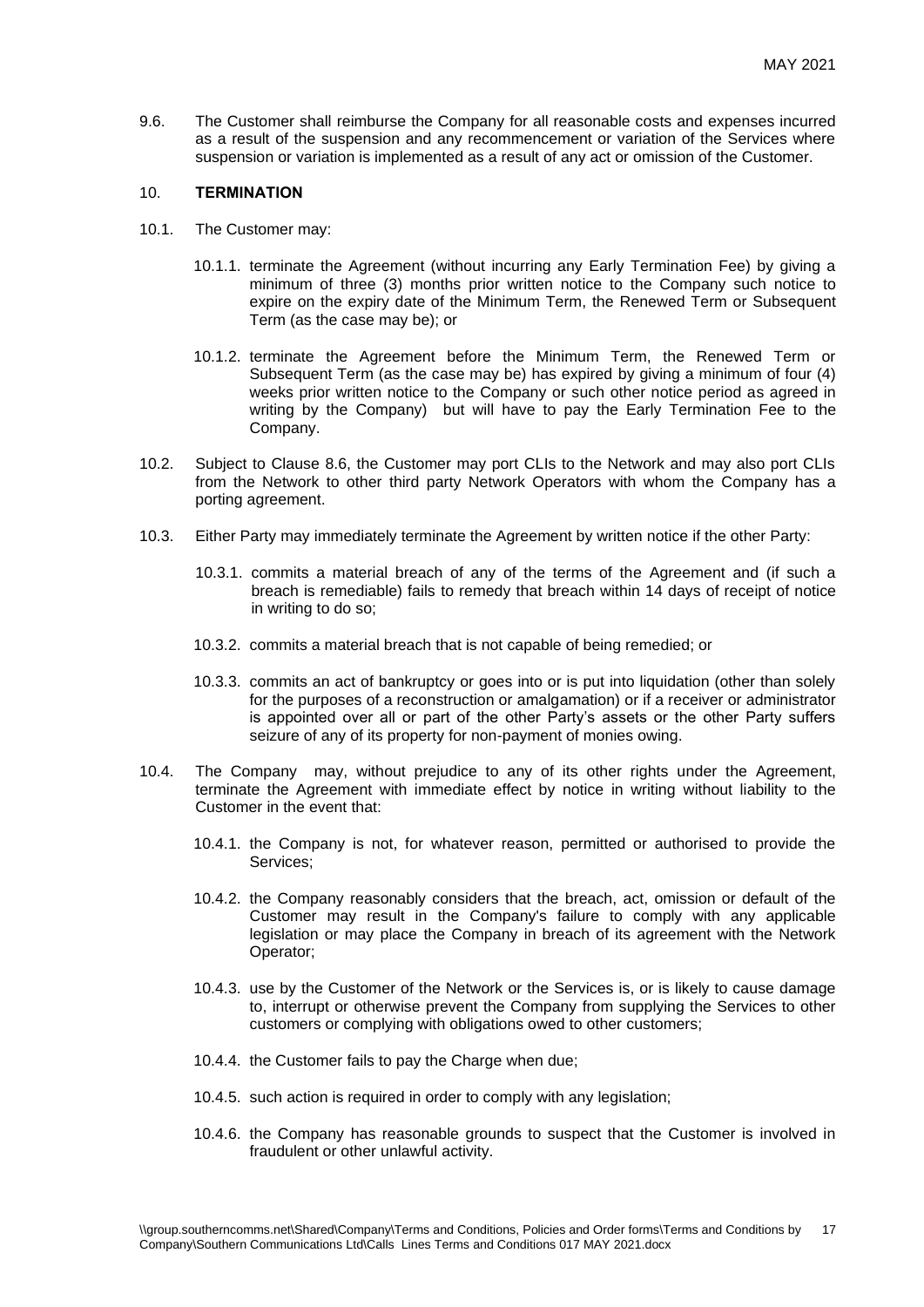9.6. The Customer shall reimburse the Company for all reasonable costs and expenses incurred as a result of the suspension and any recommencement or variation of the Services where suspension or variation is implemented as a result of any act or omission of the Customer.

## 10. TERMINATION

10.1. The Customer may:

10.1.1. terminate the Agreement (without incurring any Early Termination Fee) by giving a minimum of three (3) months prior written notice to the Company such notice to expire on the expiry date of the Minimum Term, the Renewed Term or Subsequent Term (as the case may be); or

10.1.2. terminate the Agreement before the Minimum Term, the Renewed Term or Subsequent Term (as the case may be) has expired by giving a minimum of four (4) weeks prior written notice to the Company or such other notice period as agreed in writing by the Company) but will have to pay the Early Termination Fee to the Company.

10.2. Subject to Clause 8.6, the Customer may port CLIs to the Network and may also port CLIs from the Network to other third party Network Operators with whom the Company has a porting agreement.

10.3. Either Party may immediately terminate the Agreement by written notice if the other Party:

10.3.1. commits a material breach of any of the terms of the Agreement and (if such a breach is remediable) fails to remedy that breach within 14 days of receipt of notice in writing to do so;

10.3.2. commits a material breach that is not capable of being remedied; or

10.3.3. commits an act of bankruptcy or goes into or is put into liquidation (other than solely for the purposes of a reconstruction or amalgamation) or if a receiver or administrator is appointed over all or part of the other Party's assets or the other Party suffers seizure of any of its property for non-payment of monies owing.

10.4. The Company may, without prejudice to any of its other rights under the Agreement, terminate the Agreement with immediate effect by notice in writing without liability to the Customer in the event that:

10.4.1. the Company is not, for whatever reason, permitted or authorised to provide the Services;

10.4.2. the Company reasonably considers that the breach, act, omission or default of the Customer may result in the Company's failure to comply with any applicable legislation or may place the Company in breach of its agreement with the Network Operator;

10.4.3. use by the Customer of the Network or the Services is, or is likely to cause damage to, interrupt or otherwise prevent the Company from supplying the Services to other customers or complying with obligations owed to other customers;

10.4.4. the Customer fails to pay the Charge when due;

10.4.5. such action is required in order to comply with any legislation;

10.4.6. the Company has reasonable grounds to suspect that the Customer is involved in fraudulent or other unlawful activity.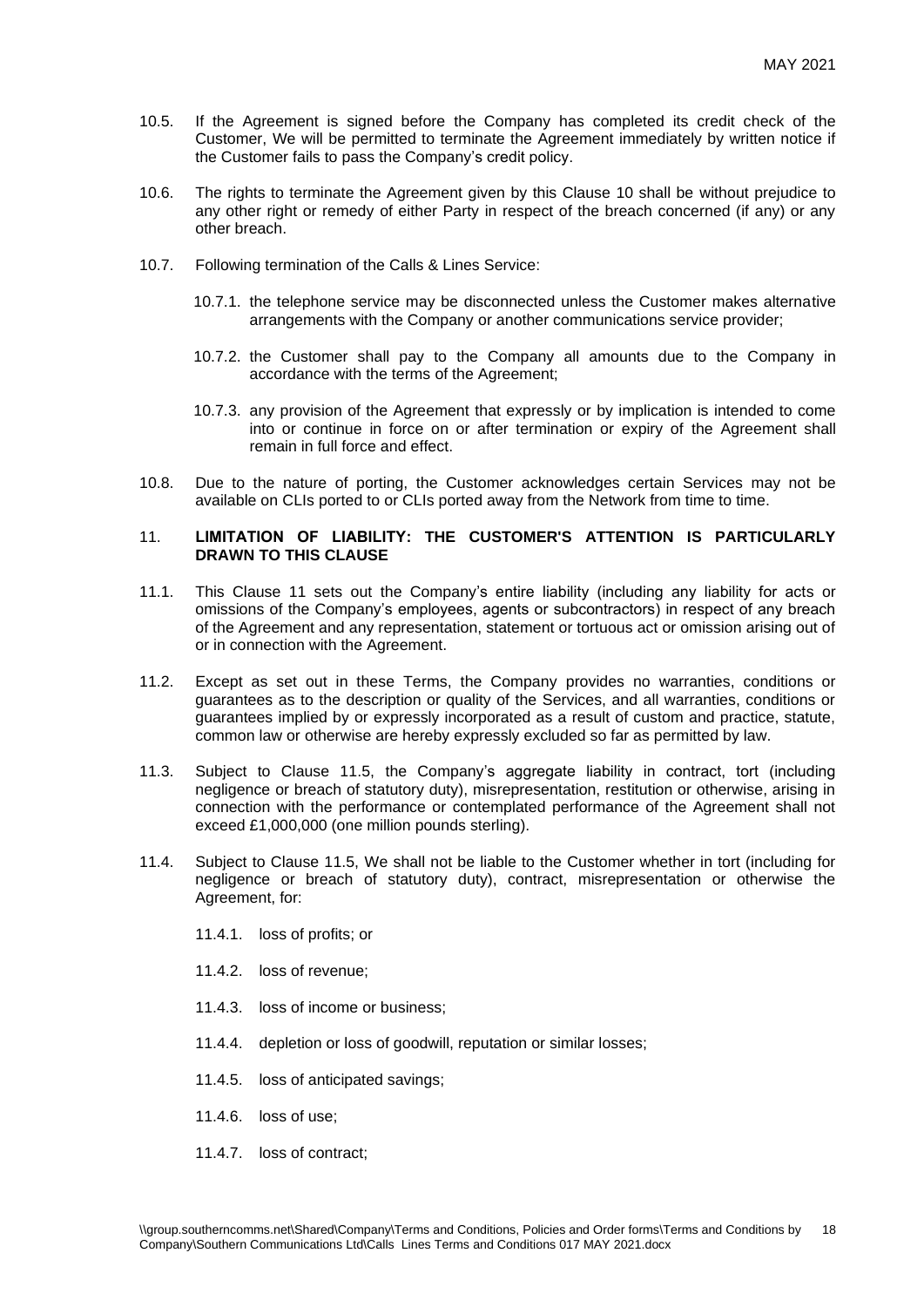10.5. If the Agreement is signed before the Company has completed its credit check of the Customer, We will be permitted to terminate the Agreement immediately by written notice if the Customer fails to pass the Company's credit policy.

10.6. The rights to terminate the Agreement given by this Clause 10 shall be without prejudice to any other right or remedy of either Party in respect of the breach concerned (if any) or any other breach.

10.7. Following termination of the Calls & Lines Service:

10.7.1. the telephone service may be disconnected unless the Customer makes alternative arrangements with the Company or another communications service provider;

10.7.2. the Customer shall pay to the Company all amounts due to the Company in accordance with the terms of the Agreement;

10.7.3. any provision of the Agreement that expressly or by implication is intended to come into or continue in force on or after termination or expiry of the Agreement shall remain in full force and effect.

10.8. Due to the nature of porting, the Customer acknowledges certain Services may not be available on CLIs ported to or CLIs ported away from the Network from time to time.

## 11. LIMITATION OF LIABILITY: THE CUSTOMER'S ATTENTION IS PARTICULARLY DRAWN TO THIS CLAUSE

11.1. This Clause 11 sets out the Company's entire liability (including any liability for acts or omissions of the Company's employees, agents or subcontractors) in respect of any breach of the Agreement and any representation, statement or tortuous act or omission arising out of or in connection with the Agreement.

11.2. Except as set out in these Terms, the Company provides no warranties, conditions or guarantees as to the description or quality of the Services, and all warranties, conditions or guarantees implied by or expressly incorporated as a result of custom and practice, statute, common law or otherwise are hereby expressly excluded so far as permitted by law.

11.3. Subject to Clause 11.5, the Company's aggregate liability in contract, tort (including negligence or breach of statutory duty), misrepresentation, restitution or otherwise, arising in connection with the performance or contemplated performance of the Agreement shall not exceed £1,000,000 (one million pounds sterling).

11.4. Subject to Clause 11.5, We shall not be liable to the Customer whether in tort (including for negligence or breach of statutory duty), contract, misrepresentation or otherwise the Agreement, for:

11.4.1. loss of profits; or

11.4.2. loss of revenue;

11.4.3. loss of income or business;

11.4.4. depletion or loss of goodwill, reputation or similar losses;

11.4.5. loss of anticipated savings;

11.4.6. loss of use;

11.4.7. loss of contract;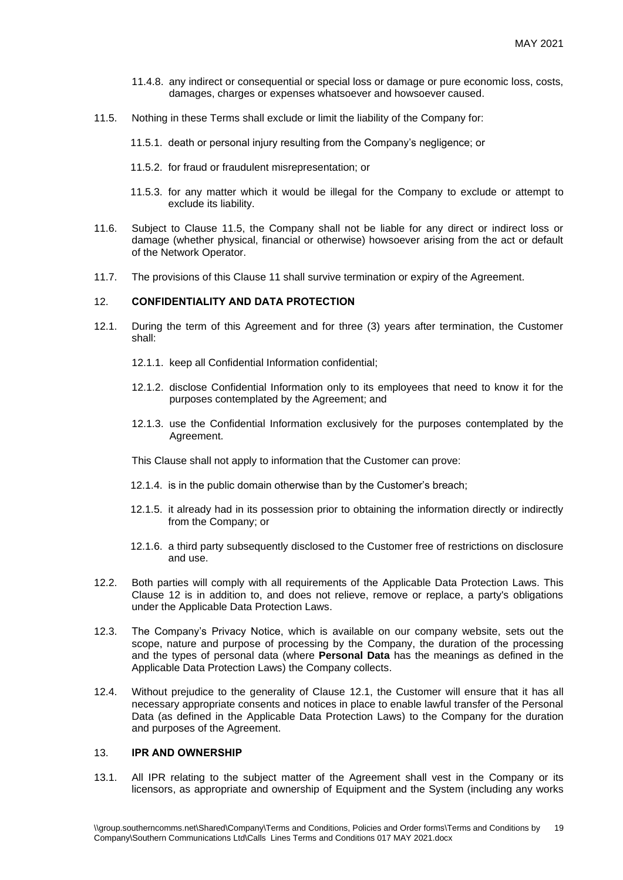11.4.8. any indirect or consequential or special loss or damage or pure economic loss, costs, damages, charges or expenses whatsoever and howsoever caused.

11.5. Nothing in these Terms shall exclude or limit the liability of the Company for:

11.5.1. death or personal injury resulting from the Company's negligence; or

11.5.2. for fraud or fraudulent misrepresentation; or

11.5.3. for any matter which it would be illegal for the Company to exclude or attempt to exclude its liability.

11.6. Subject to Clause 11.5, the Company shall not be liable for any direct or indirect loss or damage (whether physical, financial or otherwise) howsoever arising from the act or default of the Network Operator.

11.7. The provisions of this Clause 11 shall survive termination or expiry of the Agreement.

## 12. CONFIDENTIALITY AND DATA PROTECTION

12.1. During the term of this Agreement and for three (3) years after termination, the Customer shall:

12.1.1. keep all Confidential Information confidential;

12.1.2. disclose Confidential Information only to its employees that need to know it for the purposes contemplated by the Agreement; and

12.1.3. use the Confidential Information exclusively for the purposes contemplated by the Agreement.

This Clause shall not apply to information that the Customer can prove:

12.1.4. is in the public domain otherwise than by the Customer's breach;

12.1.5. it already had in its possession prior to obtaining the information directly or indirectly from the Company; or

12.1.6. a third party subsequently disclosed to the Customer free of restrictions on disclosure and use.

12.2. Both parties will comply with all requirements of the Applicable Data Protection Laws. This Clause 12 is in addition to, and does not relieve, remove or replace, a party's obligations under the Applicable Data Protection Laws.

12.3. The Company's Privacy Notice, which is available on our company website, sets out the scope, nature and purpose of processing by the Company, the duration of the processing and the types of personal data (where **Personal Data** has the meanings as defined in the Applicable Data Protection Laws) the Company collects.

12.4. Without prejudice to the generality of Clause 12.1, the Customer will ensure that it has all necessary appropriate consents and notices in place to enable lawful transfer of the Personal Data (as defined in the Applicable Data Protection Laws) to the Company for the duration and purposes of the Agreement.

## 13. IPR AND OWNERSHIP

13.1. All IPR relating to the subject matter of the Agreement shall vest in the Company or its licensors, as appropriate and ownership of Equipment and the System (including any works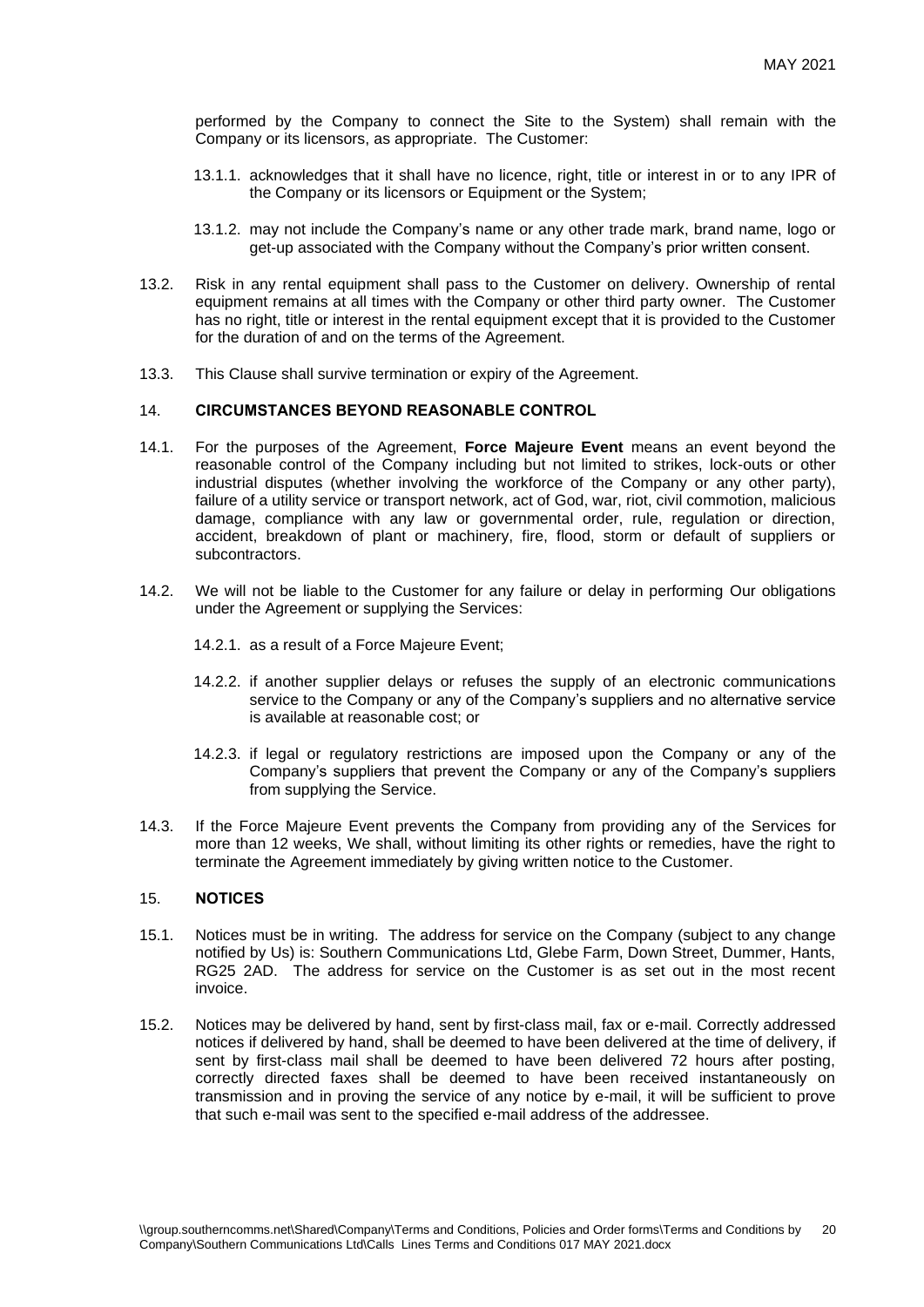performed by the Company to connect the Site to the System) shall remain with the Company or its licensors, as appropriate. The Customer:

13.1.1. acknowledges that it shall have no licence, right, title or interest in or to any IPR of the Company or its licensors or Equipment or the System;

13.1.2. may not include the Company's name or any other trade mark, brand name, logo or get-up associated with the Company without the Company's prior written consent.

13.2. Risk in any rental equipment shall pass to the Customer on delivery. Ownership of rental equipment remains at all times with the Company or other third party owner. The Customer has no right, title or interest in the rental equipment except that it is provided to the Customer for the duration of and on the terms of the Agreement.

13.3. This Clause shall survive termination or expiry of the Agreement.

## 14. CIRCUMSTANCES BEYOND REASONABLE CONTROL

14.1. For the purposes of the Agreement, **Force Majeure Event** means an event beyond the reasonable control of the Company including but not limited to strikes, lock-outs or other industrial disputes (whether involving the workforce of the Company or any other party), failure of a utility service or transport network, act of God, war, riot, civil commotion, malicious damage, compliance with any law or governmental order, rule, regulation or direction, accident, breakdown of plant or machinery, fire, flood, storm or default of suppliers or subcontractors.

14.2. We will not be liable to the Customer for any failure or delay in performing Our obligations under the Agreement or supplying the Services:

14.2.1. as a result of a Force Majeure Event;

14.2.2. if another supplier delays or refuses the supply of an electronic communications service to the Company or any of the Company's suppliers and no alternative service is available at reasonable cost; or

14.2.3. if legal or regulatory restrictions are imposed upon the Company or any of the Company's suppliers that prevent the Company or any of the Company's suppliers from supplying the Service.

14.3. If the Force Majeure Event prevents the Company from providing any of the Services for more than 12 weeks, We shall, without limiting its other rights or remedies, have the right to terminate the Agreement immediately by giving written notice to the Customer.

## 15. NOTICES

15.1. Notices must be in writing. The address for service on the Company (subject to any change notified by Us) is: Southern Communications Ltd, Glebe Farm, Down Street, Dummer, Hants, RG25 2AD. The address for service on the Customer is as set out in the most recent invoice.

15.2. Notices may be delivered by hand, sent by first-class mail, fax or e-mail. Correctly addressed notices if delivered by hand, shall be deemed to have been delivered at the time of delivery, if sent by first-class mail shall be deemed to have been delivered 72 hours after posting, correctly directed faxes shall be deemed to have been received instantaneously on transmission and in proving the service of any notice by e-mail, it will be sufficient to prove that such e-mail was sent to the specified e-mail address of the addressee.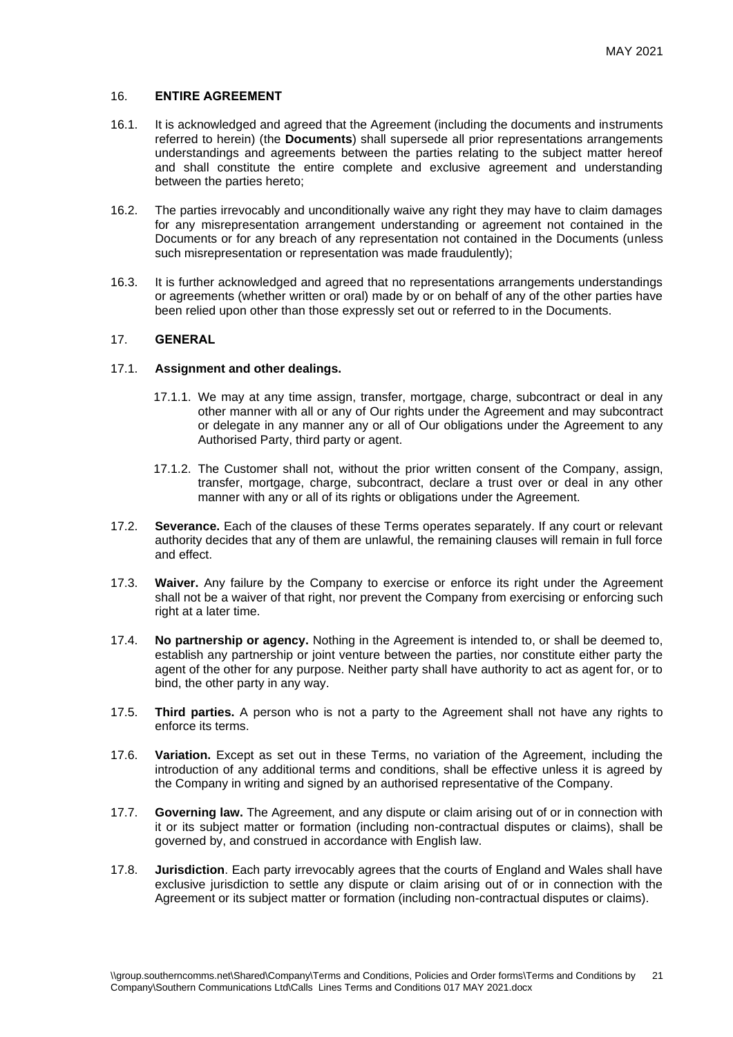## 16. ENTIRE AGREEMENT

16.1. It is acknowledged and agreed that the Agreement (including the documents and instruments referred to herein) (the **Documents**) shall supersede all prior representations arrangements understandings and agreements between the parties relating to the subject matter hereof and shall constitute the entire complete and exclusive agreement and understanding between the parties hereto;

16.2. The parties irrevocably and unconditionally waive any right they may have to claim damages for any misrepresentation arrangement understanding or agreement not contained in the Documents or for any breach of any representation not contained in the Documents (unless such misrepresentation or representation was made fraudulently);

16.3. It is further acknowledged and agreed that no representations arrangements understandings or agreements (whether written or oral) made by or on behalf of any of the other parties have been relied upon other than those expressly set out or referred to in the Documents.

## 17. GENERAL

17.1. **Assignment and other dealings.**

17.1.1. We may at any time assign, transfer, mortgage, charge, subcontract or deal in any other manner with all or any of Our rights under the Agreement and may subcontract or delegate in any manner any or all of Our obligations under the Agreement to any Authorised Party, third party or agent.

17.1.2. The Customer shall not, without the prior written consent of the Company, assign, transfer, mortgage, charge, subcontract, declare a trust over or deal in any other manner with any or all of its rights or obligations under the Agreement.

17.2. **Severance.** Each of the clauses of these Terms operates separately. If any court or relevant authority decides that any of them are unlawful, the remaining clauses will remain in full force and effect.

17.3. **Waiver.** Any failure by the Company to exercise or enforce its right under the Agreement shall not be a waiver of that right, nor prevent the Company from exercising or enforcing such right at a later time.

17.4. **No partnership or agency.** Nothing in the Agreement is intended to, or shall be deemed to, establish any partnership or joint venture between the parties, nor constitute either party the agent of the other for any purpose. Neither party shall have authority to act as agent for, or to bind, the other party in any way.

17.5. **Third parties.** A person who is not a party to the Agreement shall not have any rights to enforce its terms.

17.6. **Variation.** Except as set out in these Terms, no variation of the Agreement, including the introduction of any additional terms and conditions, shall be effective unless it is agreed by the Company in writing and signed by an authorised representative of the Company.

17.7. **Governing law.** The Agreement, and any dispute or claim arising out of or in connection with it or its subject matter or formation (including non-contractual disputes or claims), shall be governed by, and construed in accordance with English law.

17.8. **Jurisdiction**. Each party irrevocably agrees that the courts of England and Wales shall have exclusive jurisdiction to settle any dispute or claim arising out of or in connection with the Agreement or its subject matter or formation (including non-contractual disputes or claims).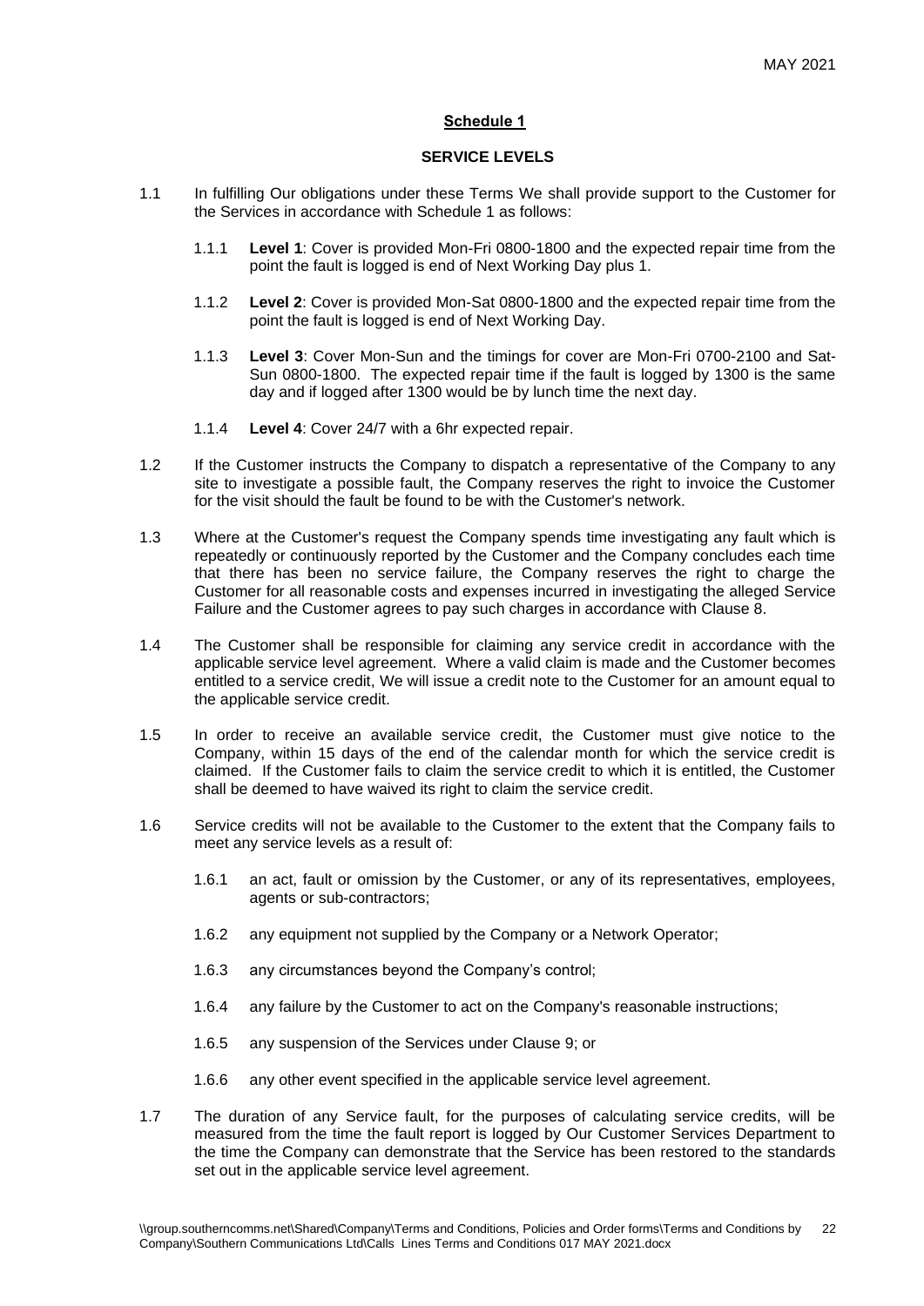## Schedule 1

### SERVICE LEVELS

1.1 In fulfilling Our obligations under these Terms We shall provide support to the Customer for the Services in accordance with Schedule 1 as follows:

1.1.1 **Level 1**: Cover is provided Mon-Fri 0800-1800 and the expected repair time from the point the fault is logged is end of Next Working Day plus 1.

1.1.2 **Level 2**: Cover is provided Mon-Sat 0800-1800 and the expected repair time from the point the fault is logged is end of Next Working Day.

1.1.3 **Level 3**: Cover Mon-Sun and the timings for cover are Mon-Fri 0700-2100 and Sat-Sun 0800-1800. The expected repair time if the fault is logged by 1300 is the same day and if logged after 1300 would be by lunch time the next day.

1.1.4 **Level 4**: Cover 24/7 with a 6hr expected repair.

1.2 If the Customer instructs the Company to dispatch a representative of the Company to any site to investigate a possible fault, the Company reserves the right to invoice the Customer for the visit should the fault be found to be with the Customer's network.

1.3 Where at the Customer's request the Company spends time investigating any fault which is repeatedly or continuously reported by the Customer and the Company concludes each time that there has been no service failure, the Company reserves the right to charge the Customer for all reasonable costs and expenses incurred in investigating the alleged Service Failure and the Customer agrees to pay such charges in accordance with Clause 8.

1.4 The Customer shall be responsible for claiming any service credit in accordance with the applicable service level agreement. Where a valid claim is made and the Customer becomes entitled to a service credit, We will issue a credit note to the Customer for an amount equal to the applicable service credit.

1.5 In order to receive an available service credit, the Customer must give notice to the Company, within 15 days of the end of the calendar month for which the service credit is claimed. If the Customer fails to claim the service credit to which it is entitled, the Customer shall be deemed to have waived its right to claim the service credit.

1.6 Service credits will not be available to the Customer to the extent that the Company fails to meet any service levels as a result of:

1.6.1 an act, fault or omission by the Customer, or any of its representatives, employees, agents or sub-contractors;

1.6.2 any equipment not supplied by the Company or a Network Operator;

1.6.3 any circumstances beyond the Company's control;

1.6.4 any failure by the Customer to act on the Company's reasonable instructions;

1.6.5 any suspension of the Services under Clause 9; or

1.6.6 any other event specified in the applicable service level agreement.

1.7 The duration of any Service fault, for the purposes of calculating service credits, will be measured from the time the fault report is logged by Our Customer Services Department to the time the Company can demonstrate that the Service has been restored to the standards set out in the applicable service level agreement.